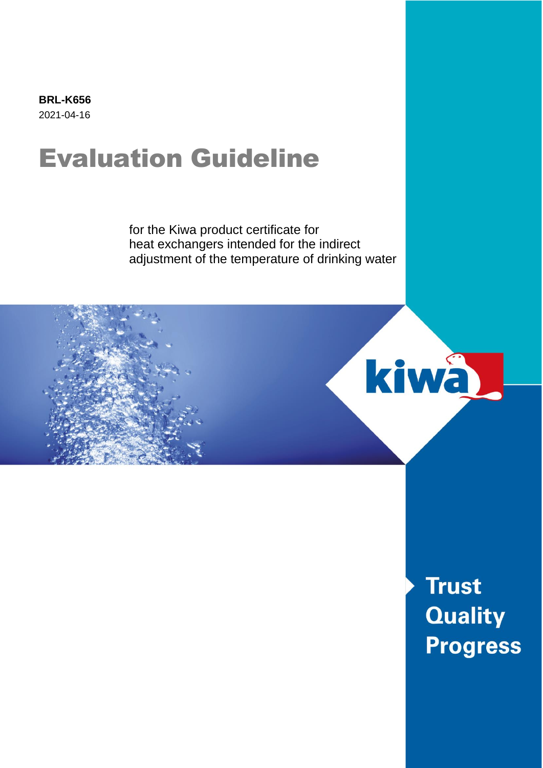**BRL-K656**
2021-04-16

# Evaluation Guideline

for the Kiwa product certificate for
heat exchangers intended for the indirect
adjustment of the temperature of drinking water

Trust
Quality
Progress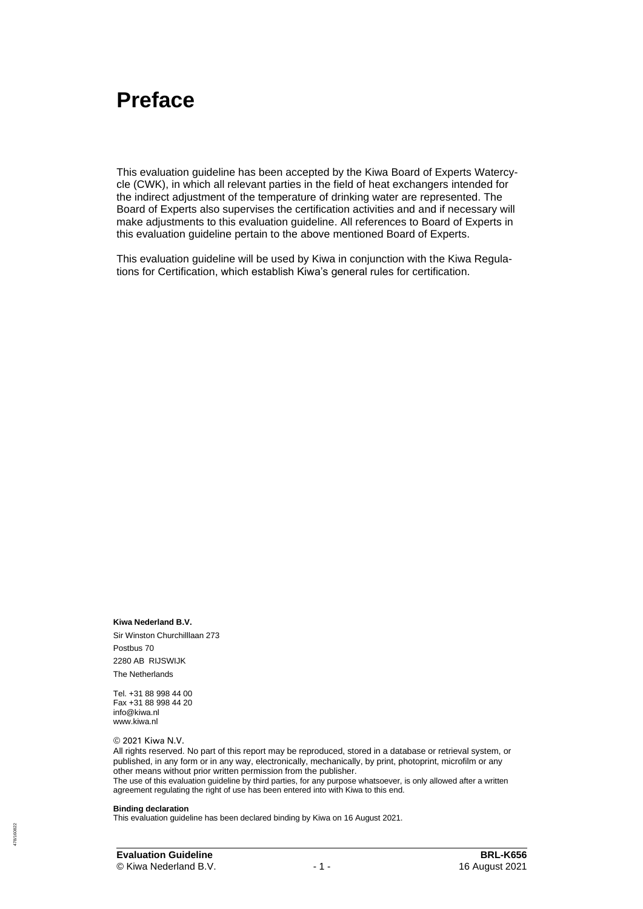# Preface

This evaluation guideline has been accepted by the Kiwa Board of Experts Watercycle (CWK), in which all relevant parties in the field of heat exchangers intended for the indirect adjustment of the temperature of drinking water are represented. The Board of Experts also supervises the certification activities and and if necessary will make adjustments to this evaluation guideline. All references to Board of Experts in this evaluation guideline pertain to the above mentioned Board of Experts.

This evaluation guideline will be used by Kiwa in conjunction with the Kiwa Regulations for Certification, which establish Kiwa's general rules for certification.

**Kiwa Nederland B.V.**

Sir Winston Churchilllaan 273

Postbus 70

2280 AB RIJSWIJK

The Netherlands

Tel. +31 88 998 44 00
Fax +31 88 998 44 20
info@kiwa.nl
www.kiwa.nl

© 2021 Kiwa N.V.

All rights reserved. No part of this report may be reproduced, stored in a database or retrieval system, or published, in any form or in any way, electronically, mechanically, by print, photoprint, microfilm or any other means without prior written permission from the publisher.
The use of this evaluation guideline by third parties, for any purpose whatsoever, is only allowed after a written agreement regulating the right of use has been entered into with Kiwa to this end.

**Binding declaration**

This evaluation guideline has been declared binding by Kiwa on 16 August 2021.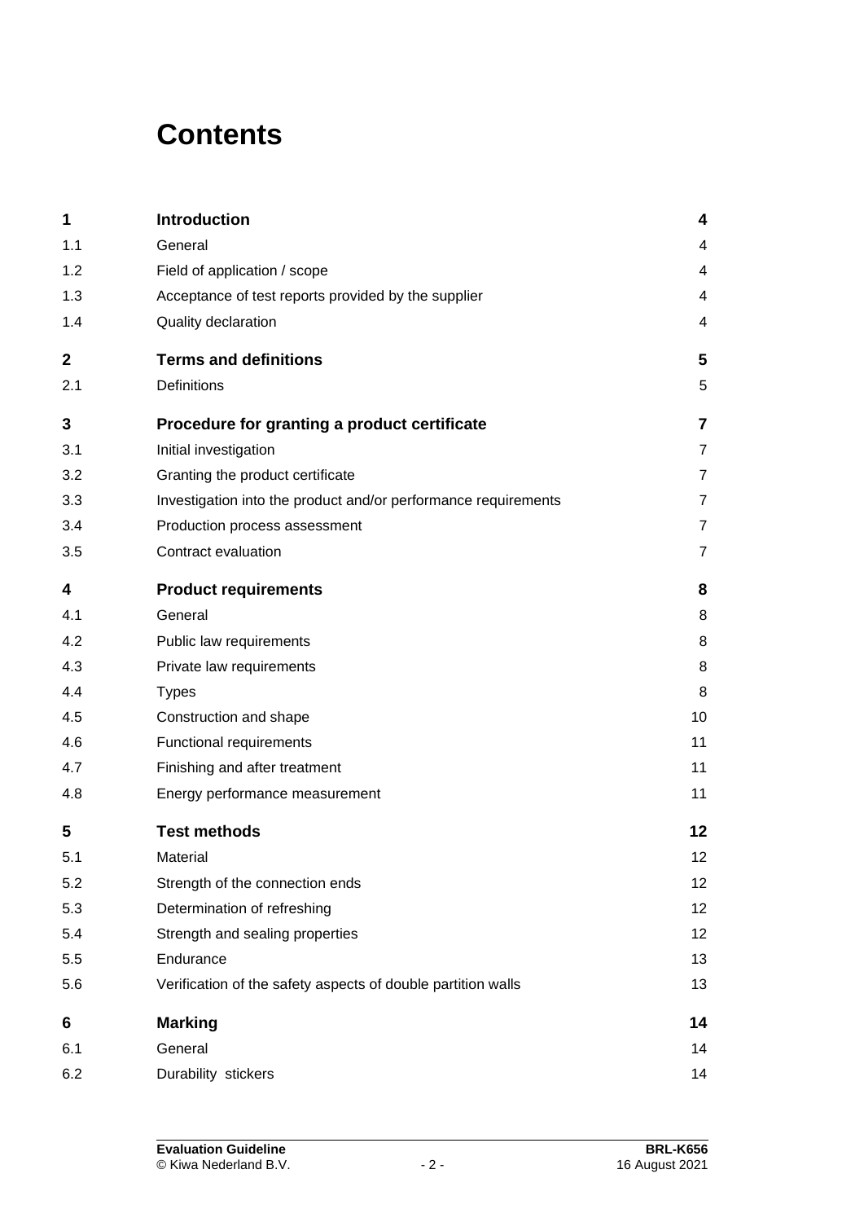# Contents

| | | |
|---|---|---|
| **1** | **Introduction** | **4** |
| 1.1 | General | 4 |
| 1.2 | Field of application / scope | 4 |
| 1.3 | Acceptance of test reports provided by the supplier | 4 |
| 1.4 | Quality declaration | 4 |
| **2** | **Terms and definitions** | **5** |
| 2.1 | Definitions | 5 |
| **3** | **Procedure for granting a product certificate** | **7** |
| 3.1 | Initial investigation | 7 |
| 3.2 | Granting the product certificate | 7 |
| 3.3 | Investigation into the product and/or performance requirements | 7 |
| 3.4 | Production process assessment | 7 |
| 3.5 | Contract evaluation | 7 |
| **4** | **Product requirements** | **8** |
| 4.1 | General | 8 |
| 4.2 | Public law requirements | 8 |
| 4.3 | Private law requirements | 8 |
| 4.4 | Types | 8 |
| 4.5 | Construction and shape | 10 |
| 4.6 | Functional requirements | 11 |
| 4.7 | Finishing and after treatment | 11 |
| 4.8 | Energy performance measurement | 11 |
| **5** | **Test methods** | **12** |
| 5.1 | Material | 12 |
| 5.2 | Strength of the connection ends | 12 |
| 5.3 | Determination of refreshing | 12 |
| 5.4 | Strength and sealing properties | 12 |
| 5.5 | Endurance | 13 |
| 5.6 | Verification of the safety aspects of double partition walls | 13 |
| **6** | **Marking** | **14** |
| 6.1 | General | 14 |
| 6.2 | Durability stickers | 14 |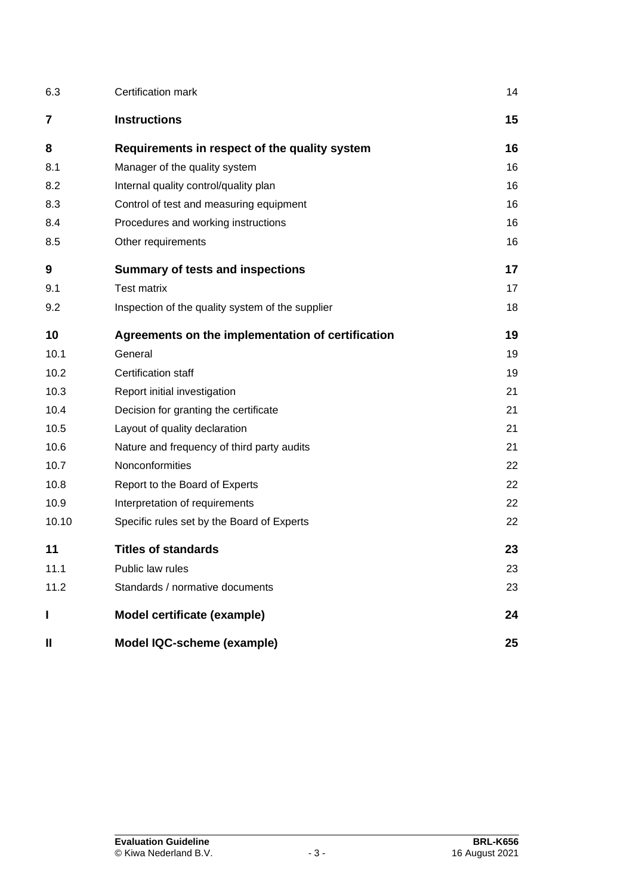| | | |
|---|---|---|
| 6.3 | Certification mark | 14 |
| **7** | **Instructions** | **15** |
| **8** | **Requirements in respect of the quality system** | **16** |
| 8.1 | Manager of the quality system | 16 |
| 8.2 | Internal quality control/quality plan | 16 |
| 8.3 | Control of test and measuring equipment | 16 |
| 8.4 | Procedures and working instructions | 16 |
| 8.5 | Other requirements | 16 |
| **9** | **Summary of tests and inspections** | **17** |
| 9.1 | Test matrix | 17 |
| 9.2 | Inspection of the quality system of the supplier | 18 |
| **10** | **Agreements on the implementation of certification** | **19** |
| 10.1 | General | 19 |
| 10.2 | Certification staff | 19 |
| 10.3 | Report initial investigation | 21 |
| 10.4 | Decision for granting the certificate | 21 |
| 10.5 | Layout of quality declaration | 21 |
| 10.6 | Nature and frequency of third party audits | 21 |
| 10.7 | Nonconformities | 22 |
| 10.8 | Report to the Board of Experts | 22 |
| 10.9 | Interpretation of requirements | 22 |
| 10.10 | Specific rules set by the Board of Experts | 22 |
| **11** | **Titles of standards** | **23** |
| 11.1 | Public law rules | 23 |
| 11.2 | Standards / normative documents | 23 |
| **I** | **Model certificate (example)** | **24** |
| **II** | **Model IQC-scheme (example)** | **25** |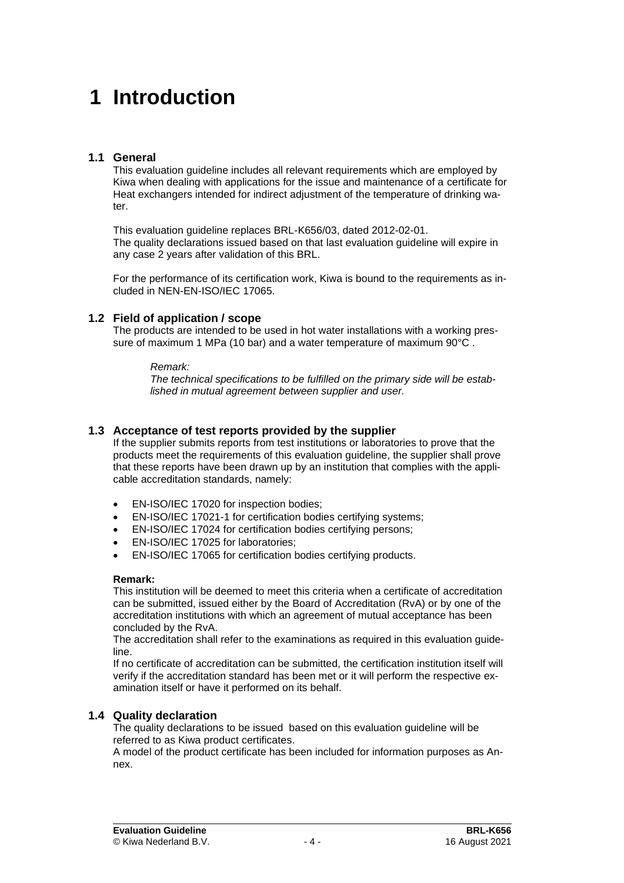# 1 Introduction

## 1.1 General

This evaluation guideline includes all relevant requirements which are employed by Kiwa when dealing with applications for the issue and maintenance of a certificate for Heat exchangers intended for indirect adjustment of the temperature of drinking water.

This evaluation guideline replaces BRL-K656/03, dated 2012-02-01.
The quality declarations issued based on that last evaluation guideline will expire in any case 2 years after validation of this BRL.

For the performance of its certification work, Kiwa is bound to the requirements as included in NEN-EN-ISO/IEC 17065.

## 1.2 Field of application / scope

The products are intended to be used in hot water installations with a working pressure of maximum 1 MPa (10 bar) and a water temperature of maximum 90°C .

> *Remark:*
> *The technical specifications to be fulfilled on the primary side will be established in mutual agreement between supplier and user.*

## 1.3 Acceptance of test reports provided by the supplier

If the supplier submits reports from test institutions or laboratories to prove that the products meet the requirements of this evaluation guideline, the supplier shall prove that these reports have been drawn up by an institution that complies with the applicable accreditation standards, namely:

- EN-ISO/IEC 17020 for inspection bodies;
- EN-ISO/IEC 17021-1 for certification bodies certifying systems;
- EN-ISO/IEC 17024 for certification bodies certifying persons;
- EN-ISO/IEC 17025 for laboratories;
- EN-ISO/IEC 17065 for certification bodies certifying products.

**Remark:**
This institution will be deemed to meet this criteria when a certificate of accreditation can be submitted, issued either by the Board of Accreditation (RvA) or by one of the accreditation institutions with which an agreement of mutual acceptance has been concluded by the RvA.
The accreditation shall refer to the examinations as required in this evaluation guideline.
If no certificate of accreditation can be submitted, the certification institution itself will verify if the accreditation standard has been met or it will perform the respective examination itself or have it performed on its behalf.

## 1.4 Quality declaration

The quality declarations to be issued based on this evaluation guideline will be referred to as Kiwa product certificates.
A model of the product certificate has been included for information purposes as Annex.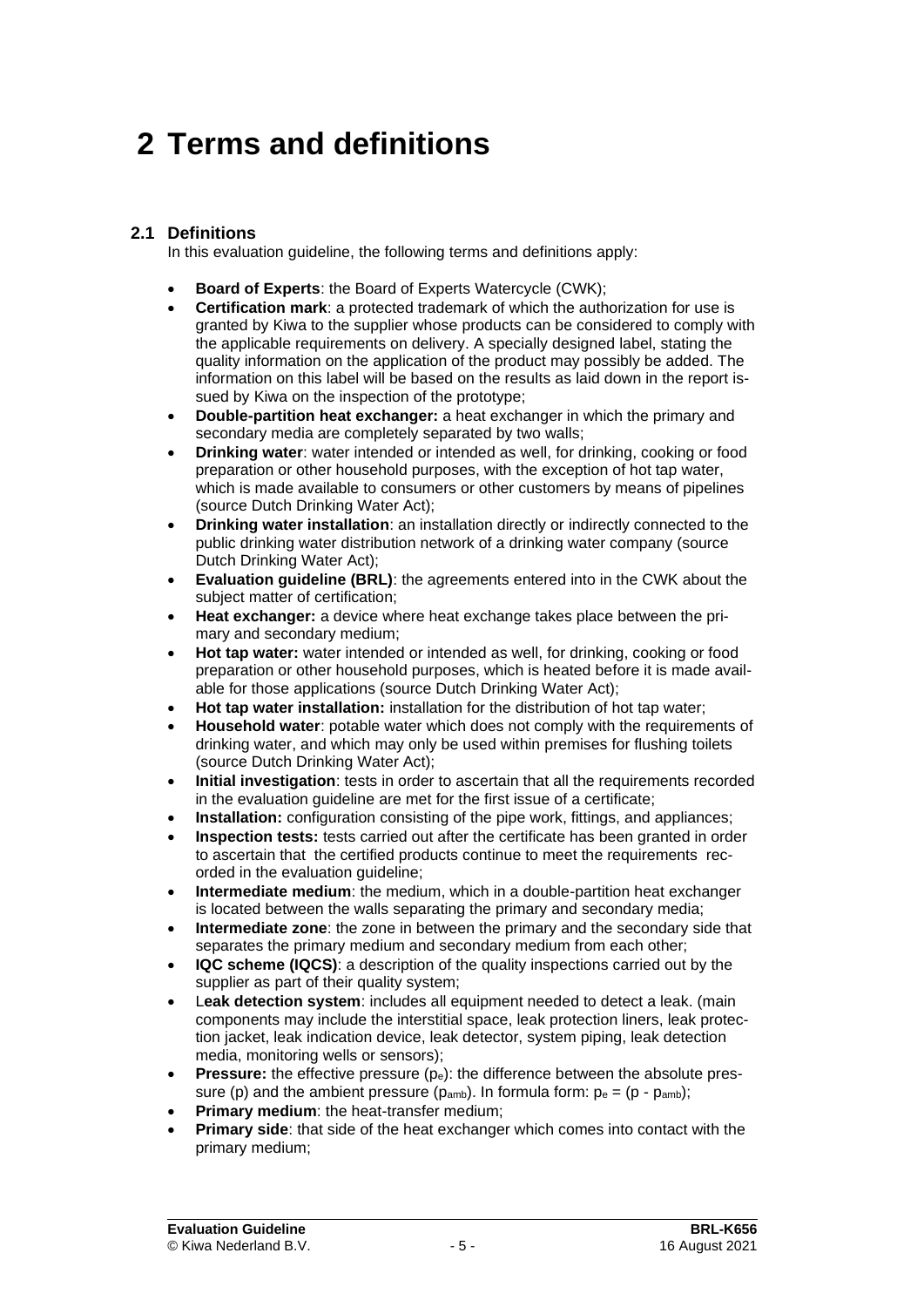# 2 Terms and definitions

## 2.1 Definitions

In this evaluation guideline, the following terms and definitions apply:

- **Board of Experts**: the Board of Experts Watercycle (CWK);
- **Certification mark**: a protected trademark of which the authorization for use is granted by Kiwa to the supplier whose products can be considered to comply with the applicable requirements on delivery. A specially designed label, stating the quality information on the application of the product may possibly be added. The information on this label will be based on the results as laid down in the report issued by Kiwa on the inspection of the prototype;
- **Double-partition heat exchanger:** a heat exchanger in which the primary and secondary media are completely separated by two walls;
- **Drinking water**: water intended or intended as well, for drinking, cooking or food preparation or other household purposes, with the exception of hot tap water, which is made available to consumers or other customers by means of pipelines (source Dutch Drinking Water Act);
- **Drinking water installation**: an installation directly or indirectly connected to the public drinking water distribution network of a drinking water company (source Dutch Drinking Water Act);
- **Evaluation guideline (BRL)**: the agreements entered into in the CWK about the subject matter of certification;
- **Heat exchanger:** a device where heat exchange takes place between the primary and secondary medium;
- **Hot tap water:** water intended or intended as well, for drinking, cooking or food preparation or other household purposes, which is heated before it is made available for those applications (source Dutch Drinking Water Act);
- **Hot tap water installation:** installation for the distribution of hot tap water;
- **Household water**: potable water which does not comply with the requirements of drinking water, and which may only be used within premises for flushing toilets (source Dutch Drinking Water Act);
- **Initial investigation**: tests in order to ascertain that all the requirements recorded in the evaluation guideline are met for the first issue of a certificate;
- **Installation:** configuration consisting of the pipe work, fittings, and appliances;
- **Inspection tests:** tests carried out after the certificate has been granted in order to ascertain that the certified products continue to meet the requirements recorded in the evaluation guideline;
- **Intermediate medium**: the medium, which in a double-partition heat exchanger is located between the walls separating the primary and secondary media;
- **Intermediate zone**: the zone in between the primary and the secondary side that separates the primary medium and secondary medium from each other;
- **IQC scheme (IQCS)**: a description of the quality inspections carried out by the supplier as part of their quality system;
- **Leak detection system**: includes all equipment needed to detect a leak. (main components may include the interstitial space, leak protection liners, leak protection jacket, leak indication device, leak detector, system piping, leak detection media, monitoring wells or sensors);
- **Pressure:** the effective pressure ($p_e$): the difference between the absolute pressure (p) and the ambient pressure ($p_{amb}$). In formula form: $p_e = (p - p_{amb})$;
- **Primary medium**: the heat-transfer medium;
- **Primary side**: that side of the heat exchanger which comes into contact with the primary medium;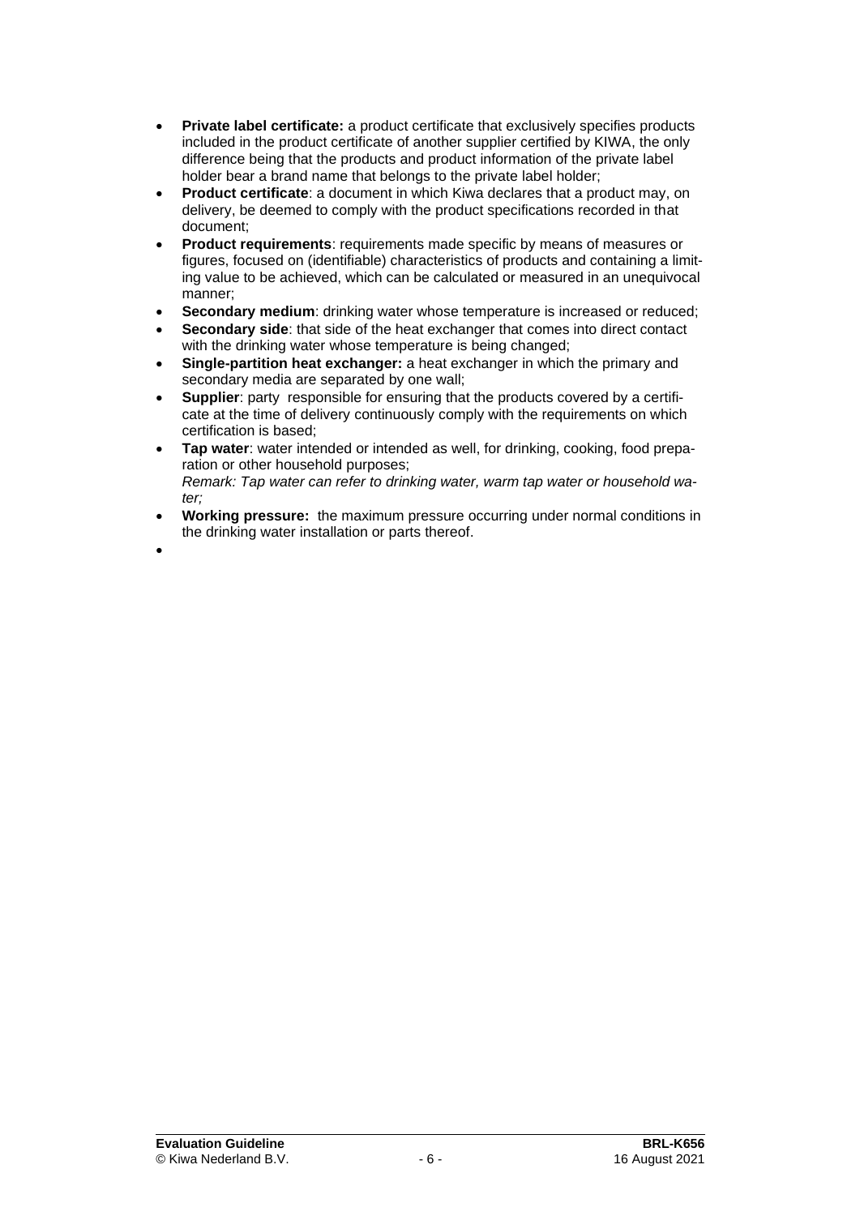- **Private label certificate:** a product certificate that exclusively specifies products included in the product certificate of another supplier certified by KIWA, the only difference being that the products and product information of the private label holder bear a brand name that belongs to the private label holder;
- **Product certificate**: a document in which Kiwa declares that a product may, on delivery, be deemed to comply with the product specifications recorded in that document;
- **Product requirements**: requirements made specific by means of measures or figures, focused on (identifiable) characteristics of products and containing a limiting value to be achieved, which can be calculated or measured in an unequivocal manner;
- **Secondary medium**: drinking water whose temperature is increased or reduced;
- **Secondary side**: that side of the heat exchanger that comes into direct contact with the drinking water whose temperature is being changed;
- **Single-partition heat exchanger:** a heat exchanger in which the primary and secondary media are separated by one wall;
- **Supplier**: party responsible for ensuring that the products covered by a certificate at the time of delivery continuously comply with the requirements on which certification is based;
- **Tap water**: water intended or intended as well, for drinking, cooking, food preparation or other household purposes;
  *Remark: Tap water can refer to drinking water, warm tap water or household water;*
- **Working pressure:** the maximum pressure occurring under normal conditions in the drinking water installation or parts thereof.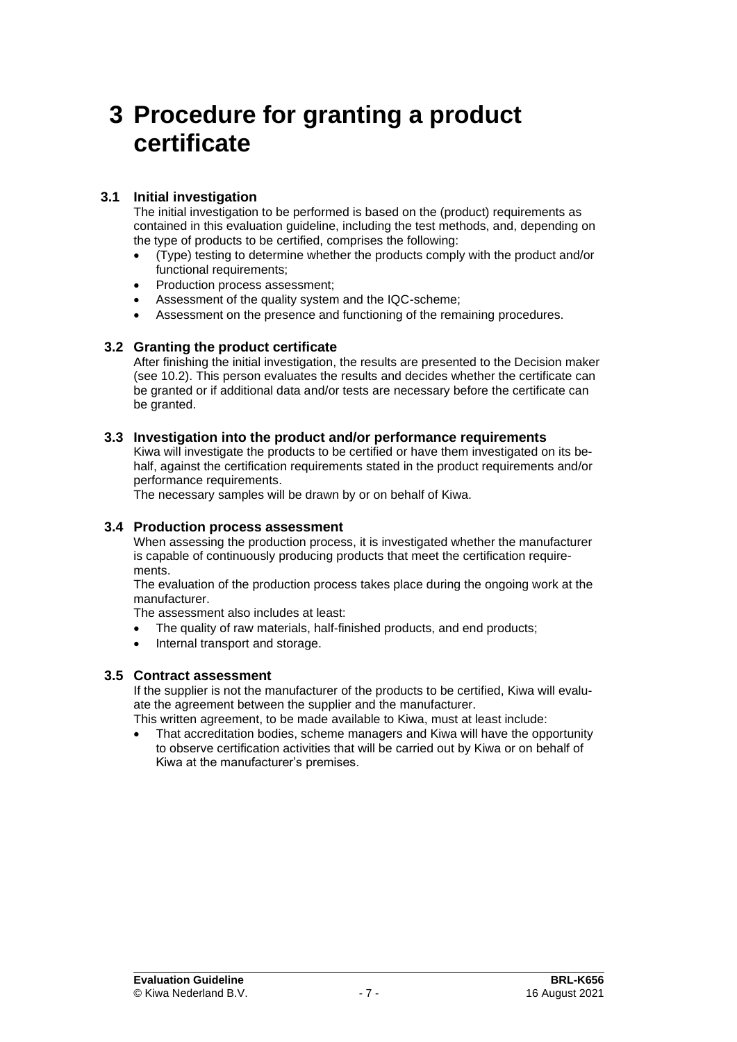# 3 Procedure for granting a product certificate

## 3.1 Initial investigation

The initial investigation to be performed is based on the (product) requirements as contained in this evaluation guideline, including the test methods, and, depending on the type of products to be certified, comprises the following:

- (Type) testing to determine whether the products comply with the product and/or functional requirements;
- Production process assessment;
- Assessment of the quality system and the IQC-scheme;
- Assessment on the presence and functioning of the remaining procedures.

## 3.2 Granting the product certificate

After finishing the initial investigation, the results are presented to the Decision maker (see 10.2). This person evaluates the results and decides whether the certificate can be granted or if additional data and/or tests are necessary before the certificate can be granted.

## 3.3 Investigation into the product and/or performance requirements

Kiwa will investigate the products to be certified or have them investigated on its behalf, against the certification requirements stated in the product requirements and/or performance requirements.

The necessary samples will be drawn by or on behalf of Kiwa.

## 3.4 Production process assessment

When assessing the production process, it is investigated whether the manufacturer is capable of continuously producing products that meet the certification requirements.

The evaluation of the production process takes place during the ongoing work at the manufacturer.

The assessment also includes at least:

- The quality of raw materials, half-finished products, and end products;
- Internal transport and storage.

## 3.5 Contract assessment

If the supplier is not the manufacturer of the products to be certified, Kiwa will evaluate the agreement between the supplier and the manufacturer.

This written agreement, to be made available to Kiwa, must at least include:

- That accreditation bodies, scheme managers and Kiwa will have the opportunity to observe certification activities that will be carried out by Kiwa or on behalf of Kiwa at the manufacturer's premises.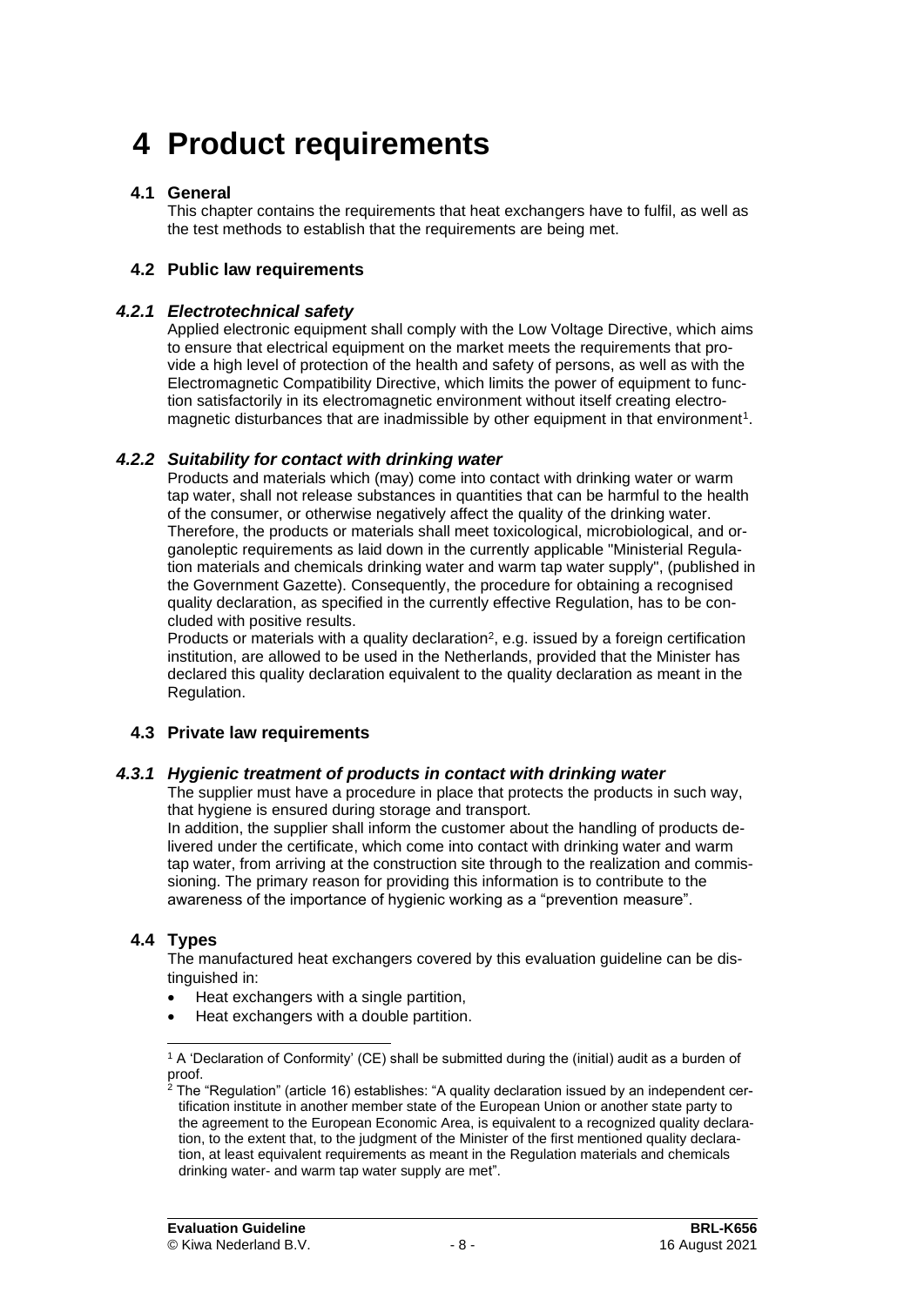# 4 Product requirements

## 4.1 General

This chapter contains the requirements that heat exchangers have to fulfil, as well as the test methods to establish that the requirements are being met.

## 4.2 Public law requirements

### *4.2.1 Electrotechnical safety*

Applied electronic equipment shall comply with the Low Voltage Directive, which aims to ensure that electrical equipment on the market meets the requirements that provide a high level of protection of the health and safety of persons, as well as with the Electromagnetic Compatibility Directive, which limits the power of equipment to function satisfactorily in its electromagnetic environment without itself creating electromagnetic disturbances that are inadmissible by other equipment in that environment[1].

### *4.2.2 Suitability for contact with drinking water*

Products and materials which (may) come into contact with drinking water or warm tap water, shall not release substances in quantities that can be harmful to the health of the consumer, or otherwise negatively affect the quality of the drinking water. Therefore, the products or materials shall meet toxicological, microbiological, and organoleptic requirements as laid down in the currently applicable "Ministerial Regulation materials and chemicals drinking water and warm tap water supply", (published in the Government Gazette). Consequently, the procedure for obtaining a recognised quality declaration, as specified in the currently effective Regulation, has to be concluded with positive results.

Products or materials with a quality declaration[2], e.g. issued by a foreign certification institution, are allowed to be used in the Netherlands, provided that the Minister has declared this quality declaration equivalent to the quality declaration as meant in the Regulation.

## 4.3 Private law requirements

### *4.3.1 Hygienic treatment of products in contact with drinking water*

The supplier must have a procedure in place that protects the products in such way, that hygiene is ensured during storage and transport.

In addition, the supplier shall inform the customer about the handling of products delivered under the certificate, which come into contact with drinking water and warm tap water, from arriving at the construction site through to the realization and commissioning. The primary reason for providing this information is to contribute to the awareness of the importance of hygienic working as a "prevention measure".

## 4.4 Types

The manufactured heat exchangers covered by this evaluation guideline can be distinguished in:

- Heat exchangers with a single partition,
- Heat exchangers with a double partition.

---

[1] A 'Declaration of Conformity' (CE) shall be submitted during the (initial) audit as a burden of proof.

[2] The "Regulation" (article 16) establishes: "A quality declaration issued by an independent certification institute in another member state of the European Union or another state party to the agreement to the European Economic Area, is equivalent to a recognized quality declaration, to the extent that, to the judgment of the Minister of the first mentioned quality declaration, at least equivalent requirements as meant in the Regulation materials and chemicals drinking water- and warm tap water supply are met".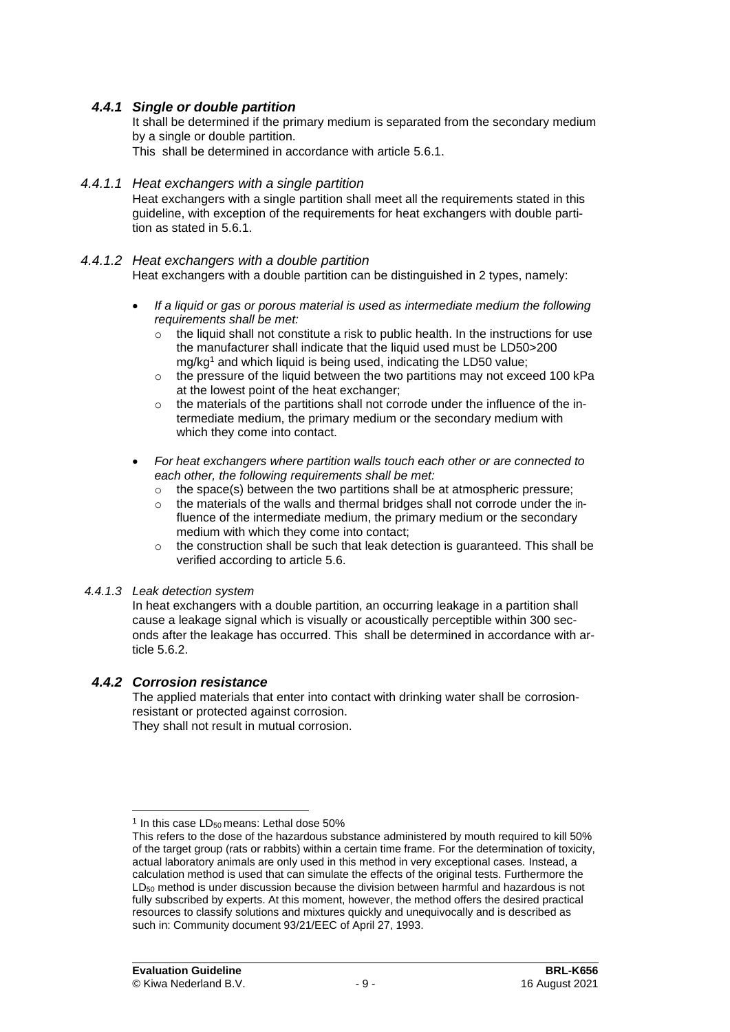### *4.4.1 Single or double partition*

It shall be determined if the primary medium is separated from the secondary medium by a single or double partition.

This shall be determined in accordance with article 5.6.1.

#### *4.4.1.1 Heat exchangers with a single partition*

Heat exchangers with a single partition shall meet all the requirements stated in this guideline, with exception of the requirements for heat exchangers with double partition as stated in 5.6.1.

#### *4.4.1.2 Heat exchangers with a double partition*

Heat exchangers with a double partition can be distinguished in 2 types, namely:

- *If a liquid or gas or porous material is used as intermediate medium the following requirements shall be met:*
  - the liquid shall not constitute a risk to public health. In the instructions for use the manufacturer shall indicate that the liquid used must be LD50>200 mg/kg[1] and which liquid is being used, indicating the LD50 value;
  - the pressure of the liquid between the two partitions may not exceed 100 kPa at the lowest point of the heat exchanger;
  - the materials of the partitions shall not corrode under the influence of the intermediate medium, the primary medium or the secondary medium with which they come into contact.
- *For heat exchangers where partition walls touch each other or are connected to each other, the following requirements shall be met:*
  - the space(s) between the two partitions shall be at atmospheric pressure;
  - the materials of the walls and thermal bridges shall not corrode under the influence of the intermediate medium, the primary medium or the secondary medium with which they come into contact;
  - the construction shall be such that leak detection is guaranteed. This shall be verified according to article 5.6.

#### *4.4.1.3 Leak detection system*

In heat exchangers with a double partition, an occurring leakage in a partition shall cause a leakage signal which is visually or acoustically perceptible within 300 seconds after the leakage has occurred. This shall be determined in accordance with article 5.6.2.

### *4.4.2 Corrosion resistance*

The applied materials that enter into contact with drinking water shall be corrosion-resistant or protected against corrosion.

They shall not result in mutual corrosion.

---

[1] In this case $LD_{50}$ means: Lethal dose 50%

This refers to the dose of the hazardous substance administered by mouth required to kill 50% of the target group (rats or rabbits) within a certain time frame. For the determination of toxicity, actual laboratory animals are only used in this method in very exceptional cases. Instead, a calculation method is used that can simulate the effects of the original tests. Furthermore the $LD_{50}$ method is under discussion because the division between harmful and hazardous is not fully subscribed by experts. At this moment, however, the method offers the desired practical resources to classify solutions and mixtures quickly and unequivocally and is described as such in: Community document 93/21/EEC of April 27, 1993.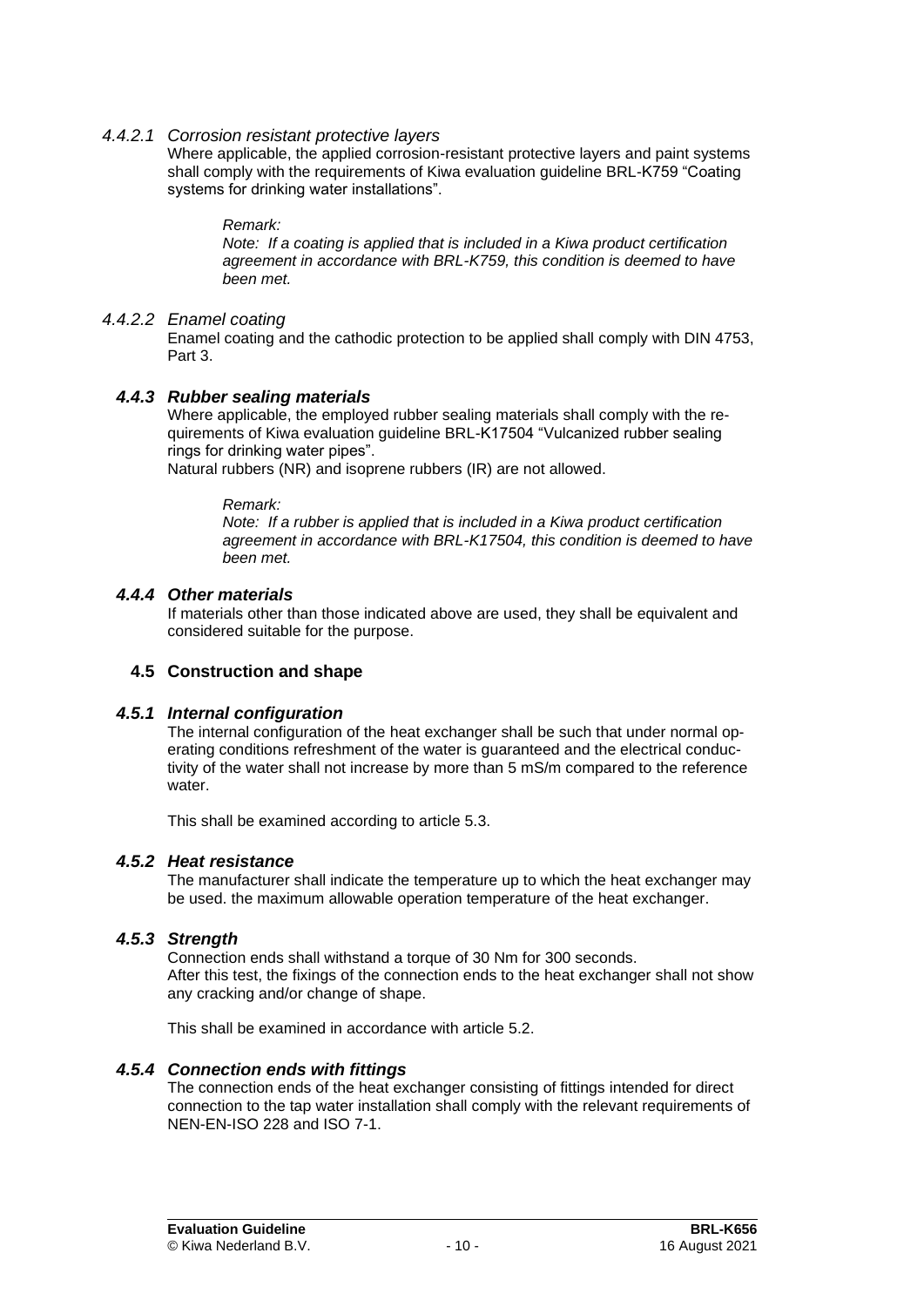#### *4.4.2.1 Corrosion resistant protective layers*

Where applicable, the applied corrosion-resistant protective layers and paint systems shall comply with the requirements of Kiwa evaluation guideline BRL-K759 “Coating systems for drinking water installations”.

> *Remark:*
> *Note: If a coating is applied that is included in a Kiwa product certification agreement in accordance with BRL-K759, this condition is deemed to have been met.*

#### *4.4.2.2 Enamel coating*

Enamel coating and the cathodic protection to be applied shall comply with DIN 4753, Part 3.

### *4.4.3 Rubber sealing materials*

Where applicable, the employed rubber sealing materials shall comply with the requirements of Kiwa evaluation guideline BRL-K17504 “Vulcanized rubber sealing rings for drinking water pipes”.
Natural rubbers (NR) and isoprene rubbers (IR) are not allowed.

> *Remark:*
> *Note: If a rubber is applied that is included in a Kiwa product certification agreement in accordance with BRL-K17504, this condition is deemed to have been met.*

### *4.4.4 Other materials*

If materials other than those indicated above are used, they shall be equivalent and considered suitable for the purpose.

## 4.5 Construction and shape

### *4.5.1 Internal configuration*

The internal configuration of the heat exchanger shall be such that under normal operating conditions refreshment of the water is guaranteed and the electrical conductivity of the water shall not increase by more than 5 mS/m compared to the reference water.

This shall be examined according to article 5.3.

### *4.5.2 Heat resistance*

The manufacturer shall indicate the temperature up to which the heat exchanger may be used. the maximum allowable operation temperature of the heat exchanger.

### *4.5.3 Strength*

Connection ends shall withstand a torque of 30 Nm for 300 seconds.
After this test, the fixings of the connection ends to the heat exchanger shall not show any cracking and/or change of shape.

This shall be examined in accordance with article 5.2.

### *4.5.4 Connection ends with fittings*

The connection ends of the heat exchanger consisting of fittings intended for direct connection to the tap water installation shall comply with the relevant requirements of NEN-EN-ISO 228 and ISO 7-1.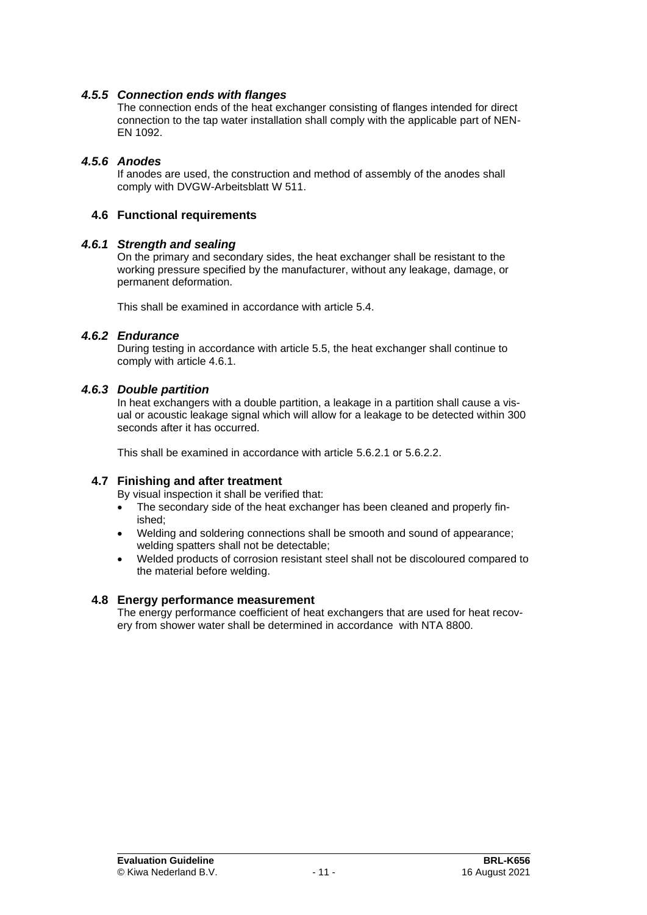#### *4.5.5 Connection ends with flanges*

The connection ends of the heat exchanger consisting of flanges intended for direct connection to the tap water installation shall comply with the applicable part of NEN-EN 1092.

#### *4.5.6 Anodes*

If anodes are used, the construction and method of assembly of the anodes shall comply with DVGW-Arbeitsblatt W 511.

### 4.6 Functional requirements

#### *4.6.1 Strength and sealing*

On the primary and secondary sides, the heat exchanger shall be resistant to the working pressure specified by the manufacturer, without any leakage, damage, or permanent deformation.

This shall be examined in accordance with article 5.4.

#### *4.6.2 Endurance*

During testing in accordance with article 5.5, the heat exchanger shall continue to comply with article 4.6.1.

#### *4.6.3 Double partition*

In heat exchangers with a double partition, a leakage in a partition shall cause a visual or acoustic leakage signal which will allow for a leakage to be detected within 300 seconds after it has occurred.

This shall be examined in accordance with article 5.6.2.1 or 5.6.2.2.

### 4.7 Finishing and after treatment

By visual inspection it shall be verified that:

- The secondary side of the heat exchanger has been cleaned and properly finished;
- Welding and soldering connections shall be smooth and sound of appearance; welding spatters shall not be detectable;
- Welded products of corrosion resistant steel shall not be discoloured compared to the material before welding.

### 4.8 Energy performance measurement

The energy performance coefficient of heat exchangers that are used for heat recovery from shower water shall be determined in accordance with NTA 8800.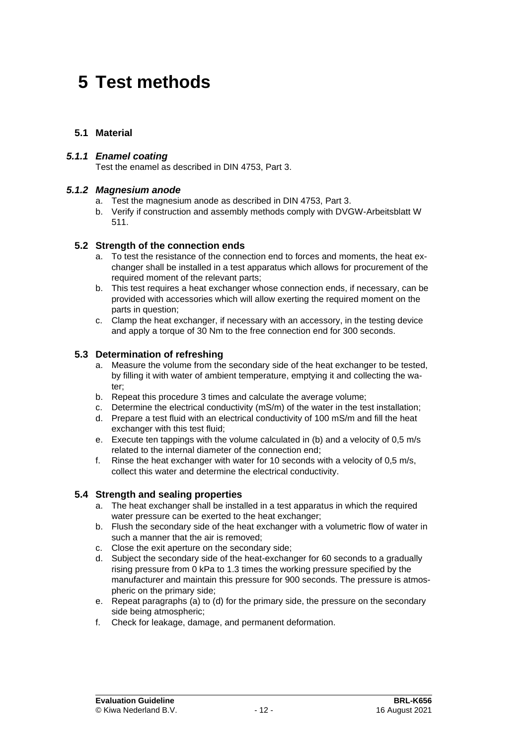# 5 Test methods

## 5.1 Material

### *5.1.1 Enamel coating*

Test the enamel as described in DIN 4753, Part 3.

### *5.1.2 Magnesium anode*

a. Test the magnesium anode as described in DIN 4753, Part 3.
b. Verify if construction and assembly methods comply with DVGW-Arbeitsblatt W 511.

## 5.2 Strength of the connection ends

a. To test the resistance of the connection end to forces and moments, the heat exchanger shall be installed in a test apparatus which allows for procurement of the required moment of the relevant parts;
b. This test requires a heat exchanger whose connection ends, if necessary, can be provided with accessories which will allow exerting the required moment on the parts in question;
c. Clamp the heat exchanger, if necessary with an accessory, in the testing device and apply a torque of 30 Nm to the free connection end for 300 seconds.

## 5.3 Determination of refreshing

a. Measure the volume from the secondary side of the heat exchanger to be tested, by filling it with water of ambient temperature, emptying it and collecting the water;
b. Repeat this procedure 3 times and calculate the average volume;
c. Determine the electrical conductivity (mS/m) of the water in the test installation;
d. Prepare a test fluid with an electrical conductivity of 100 mS/m and fill the heat exchanger with this test fluid;
e. Execute ten tappings with the volume calculated in (b) and a velocity of 0,5 m/s related to the internal diameter of the connection end;
f. Rinse the heat exchanger with water for 10 seconds with a velocity of 0,5 m/s, collect this water and determine the electrical conductivity.

## 5.4 Strength and sealing properties

a. The heat exchanger shall be installed in a test apparatus in which the required water pressure can be exerted to the heat exchanger;
b. Flush the secondary side of the heat exchanger with a volumetric flow of water in such a manner that the air is removed;
c. Close the exit aperture on the secondary side;
d. Subject the secondary side of the heat-exchanger for 60 seconds to a gradually rising pressure from 0 kPa to 1.3 times the working pressure specified by the manufacturer and maintain this pressure for 900 seconds. The pressure is atmospheric on the primary side;
e. Repeat paragraphs (a) to (d) for the primary side, the pressure on the secondary side being atmospheric;
f. Check for leakage, damage, and permanent deformation.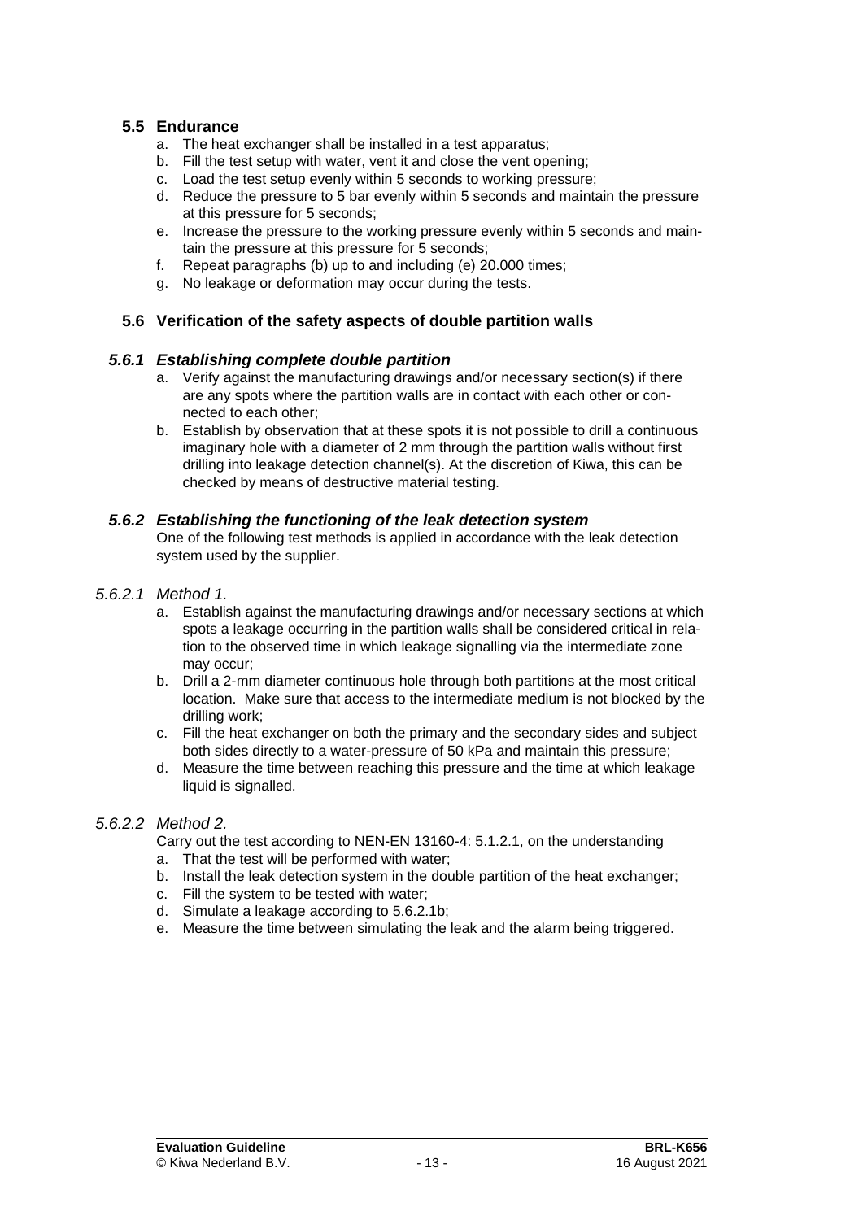## 5.5 Endurance

a. The heat exchanger shall be installed in a test apparatus;
b. Fill the test setup with water, vent it and close the vent opening;
c. Load the test setup evenly within 5 seconds to working pressure;
d. Reduce the pressure to 5 bar evenly within 5 seconds and maintain the pressure at this pressure for 5 seconds;
e. Increase the pressure to the working pressure evenly within 5 seconds and maintain the pressure at this pressure for 5 seconds;
f. Repeat paragraphs (b) up to and including (e) 20.000 times;
g. No leakage or deformation may occur during the tests.

## 5.6 Verification of the safety aspects of double partition walls

### *5.6.1 Establishing complete double partition*

a. Verify against the manufacturing drawings and/or necessary section(s) if there are any spots where the partition walls are in contact with each other or connected to each other;
b. Establish by observation that at these spots it is not possible to drill a continuous imaginary hole with a diameter of 2 mm through the partition walls without first drilling into leakage detection channel(s). At the discretion of Kiwa, this can be checked by means of destructive material testing.

### *5.6.2 Establishing the functioning of the leak detection system*

One of the following test methods is applied in accordance with the leak detection system used by the supplier.

#### *5.6.2.1 Method 1.*

a. Establish against the manufacturing drawings and/or necessary sections at which spots a leakage occurring in the partition walls shall be considered critical in relation to the observed time in which leakage signalling via the intermediate zone may occur;
b. Drill a 2-mm diameter continuous hole through both partitions at the most critical location. Make sure that access to the intermediate medium is not blocked by the drilling work;
c. Fill the heat exchanger on both the primary and the secondary sides and subject both sides directly to a water-pressure of 50 kPa and maintain this pressure;
d. Measure the time between reaching this pressure and the time at which leakage liquid is signalled.

#### *5.6.2.2 Method 2.*

Carry out the test according to NEN-EN 13160-4: 5.1.2.1, on the understanding

a. That the test will be performed with water;
b. Install the leak detection system in the double partition of the heat exchanger;
c. Fill the system to be tested with water;
d. Simulate a leakage according to 5.6.2.1b;
e. Measure the time between simulating the leak and the alarm being triggered.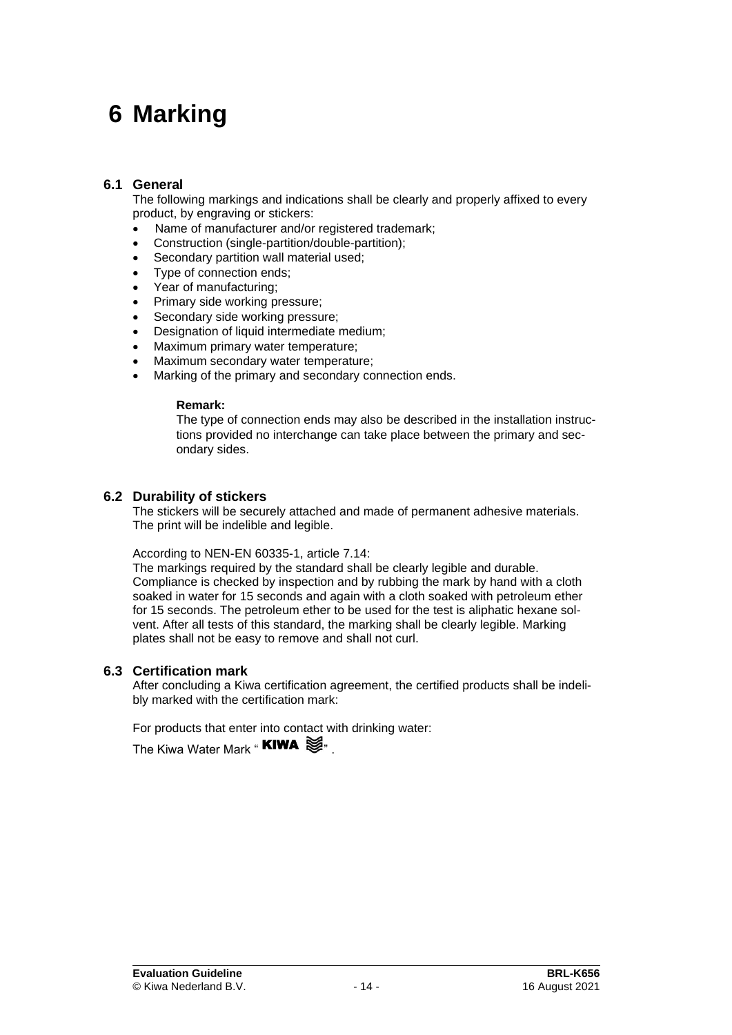# 6 Marking

## 6.1 General

The following markings and indications shall be clearly and properly affixed to every product, by engraving or stickers:

- Name of manufacturer and/or registered trademark;
- Construction (single-partition/double-partition);
- Secondary partition wall material used;
- Type of connection ends;
- Year of manufacturing;
- Primary side working pressure;
- Secondary side working pressure;
- Designation of liquid intermediate medium;
- Maximum primary water temperature;
- Maximum secondary water temperature;
- Marking of the primary and secondary connection ends.

**Remark:**
The type of connection ends may also be described in the installation instructions provided no interchange can take place between the primary and secondary sides.

## 6.2 Durability of stickers

The stickers will be securely attached and made of permanent adhesive materials. The print will be indelible and legible.

According to NEN-EN 60335-1, article 7.14:
The markings required by the standard shall be clearly legible and durable. Compliance is checked by inspection and by rubbing the mark by hand with a cloth soaked in water for 15 seconds and again with a cloth soaked with petroleum ether for 15 seconds. The petroleum ether to be used for the test is aliphatic hexane solvent. After all tests of this standard, the marking shall be clearly legible. Marking plates shall not be easy to remove and shall not curl.

## 6.3 Certification mark

After concluding a Kiwa certification agreement, the certified products shall be indelibly marked with the certification mark:

For products that enter into contact with drinking water:
The Kiwa Water Mark " **KIWA** ≋".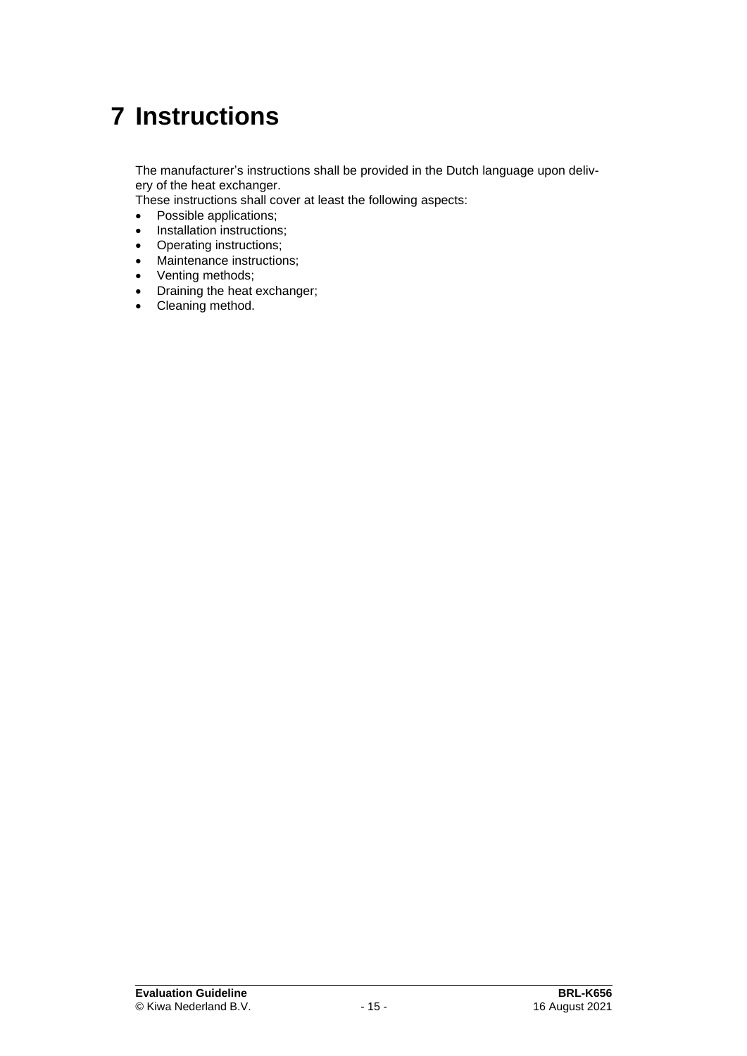# 7 Instructions

The manufacturer's instructions shall be provided in the Dutch language upon delivery of the heat exchanger.
These instructions shall cover at least the following aspects:

- Possible applications;
- Installation instructions;
- Operating instructions;
- Maintenance instructions;
- Venting methods;
- Draining the heat exchanger;
- Cleaning method.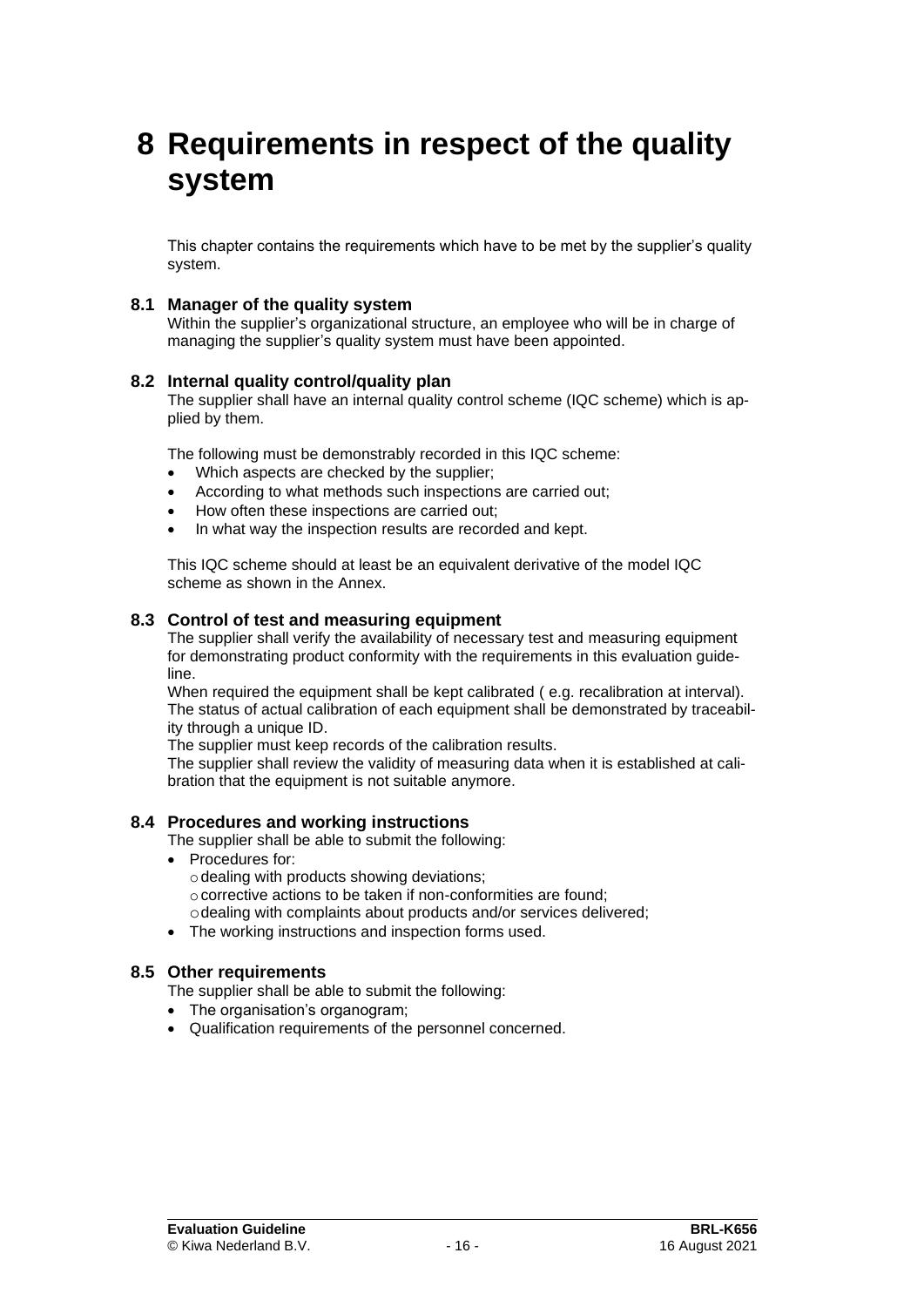# 8 Requirements in respect of the quality system

This chapter contains the requirements which have to be met by the supplier's quality system.

## 8.1 Manager of the quality system

Within the supplier's organizational structure, an employee who will be in charge of managing the supplier's quality system must have been appointed.

## 8.2 Internal quality control/quality plan

The supplier shall have an internal quality control scheme (IQC scheme) which is applied by them.

The following must be demonstrably recorded in this IQC scheme:

- Which aspects are checked by the supplier;
- According to what methods such inspections are carried out;
- How often these inspections are carried out;
- In what way the inspection results are recorded and kept.

This IQC scheme should at least be an equivalent derivative of the model IQC scheme as shown in the Annex.

## 8.3 Control of test and measuring equipment

The supplier shall verify the availability of necessary test and measuring equipment for demonstrating product conformity with the requirements in this evaluation guideline.

When required the equipment shall be kept calibrated ( e.g. recalibration at interval). The status of actual calibration of each equipment shall be demonstrated by traceability through a unique ID.

The supplier must keep records of the calibration results.

The supplier shall review the validity of measuring data when it is established at calibration that the equipment is not suitable anymore.

## 8.4 Procedures and working instructions

The supplier shall be able to submit the following:

- Procedures for:
  - dealing with products showing deviations;
  - corrective actions to be taken if non-conformities are found;
  - dealing with complaints about products and/or services delivered;
- The working instructions and inspection forms used.

## 8.5 Other requirements

The supplier shall be able to submit the following:

- The organisation's organogram;
- Qualification requirements of the personnel concerned.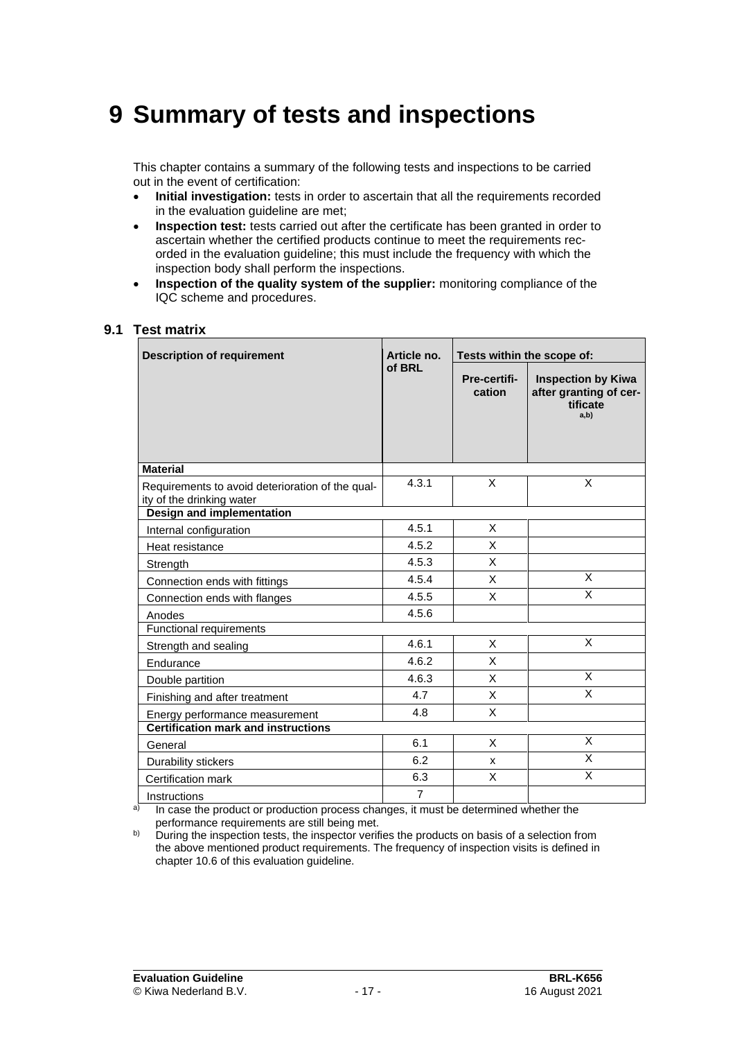# 9 Summary of tests and inspections

This chapter contains a summary of the following tests and inspections to be carried out in the event of certification:

- **Initial investigation:** tests in order to ascertain that all the requirements recorded in the evaluation guideline are met;
- **Inspection test:** tests carried out after the certificate has been granted in order to ascertain whether the certified products continue to meet the requirements recorded in the evaluation guideline; this must include the frequency with which the inspection body shall perform the inspections.
- **Inspection of the quality system of the supplier:** monitoring compliance of the IQC scheme and procedures.

## 9.1 Test matrix

| Description of requirement | Article no. of BRL | Tests within the scope of: | |
|---|---|---|---|
| | | Pre-certification | Inspection by Kiwa after granting of certificate a,b) |
| **Material** | | | |
| Requirements to avoid deterioration of the quality of the drinking water | 4.3.1 | X | X |
| **Design and implementation** | | | |
| Internal configuration | 4.5.1 | X | |
| Heat resistance | 4.5.2 | X | |
| Strength | 4.5.3 | X | |
| Connection ends with fittings | 4.5.4 | X | X |
| Connection ends with flanges | 4.5.5 | X | X |
| Anodes | 4.5.6 | | |
| Functional requirements | | | |
| Strength and sealing | 4.6.1 | X | X |
| Endurance | 4.6.2 | X | |
| Double partition | 4.6.3 | X | X |
| Finishing and after treatment | 4.7 | X | X |
| Energy performance measurement | 4.8 | X | |
| **Certification mark and instructions** | | | |
| General | 6.1 | X | X |
| Durability stickers | 6.2 | x | X |
| Certification mark | 6.3 | X | X |
| Instructions | 7 | | |

a) In case the product or production process changes, it must be determined whether the performance requirements are still being met.

b) During the inspection tests, the inspector verifies the products on basis of a selection from the above mentioned product requirements. The frequency of inspection visits is defined in chapter 10.6 of this evaluation guideline.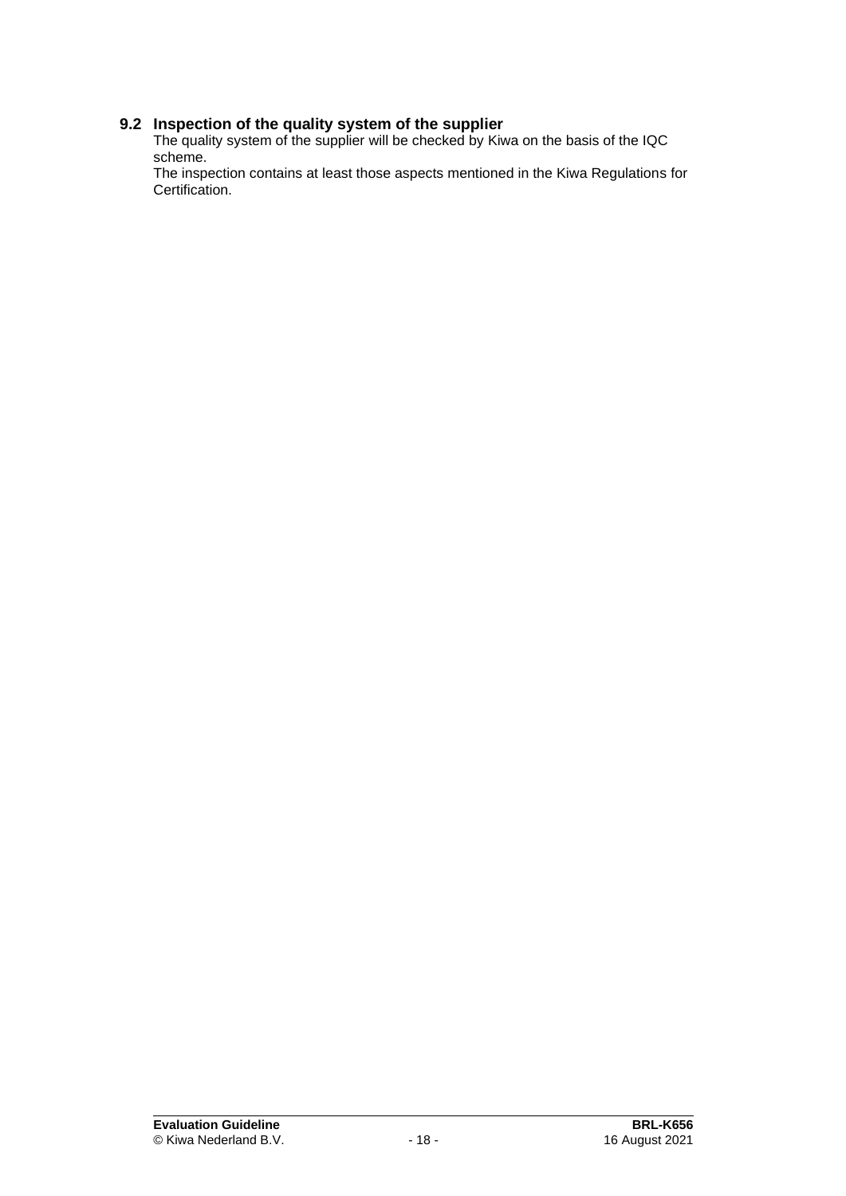## 9.2 Inspection of the quality system of the supplier

The quality system of the supplier will be checked by Kiwa on the basis of the IQC scheme.

The inspection contains at least those aspects mentioned in the Kiwa Regulations for Certification.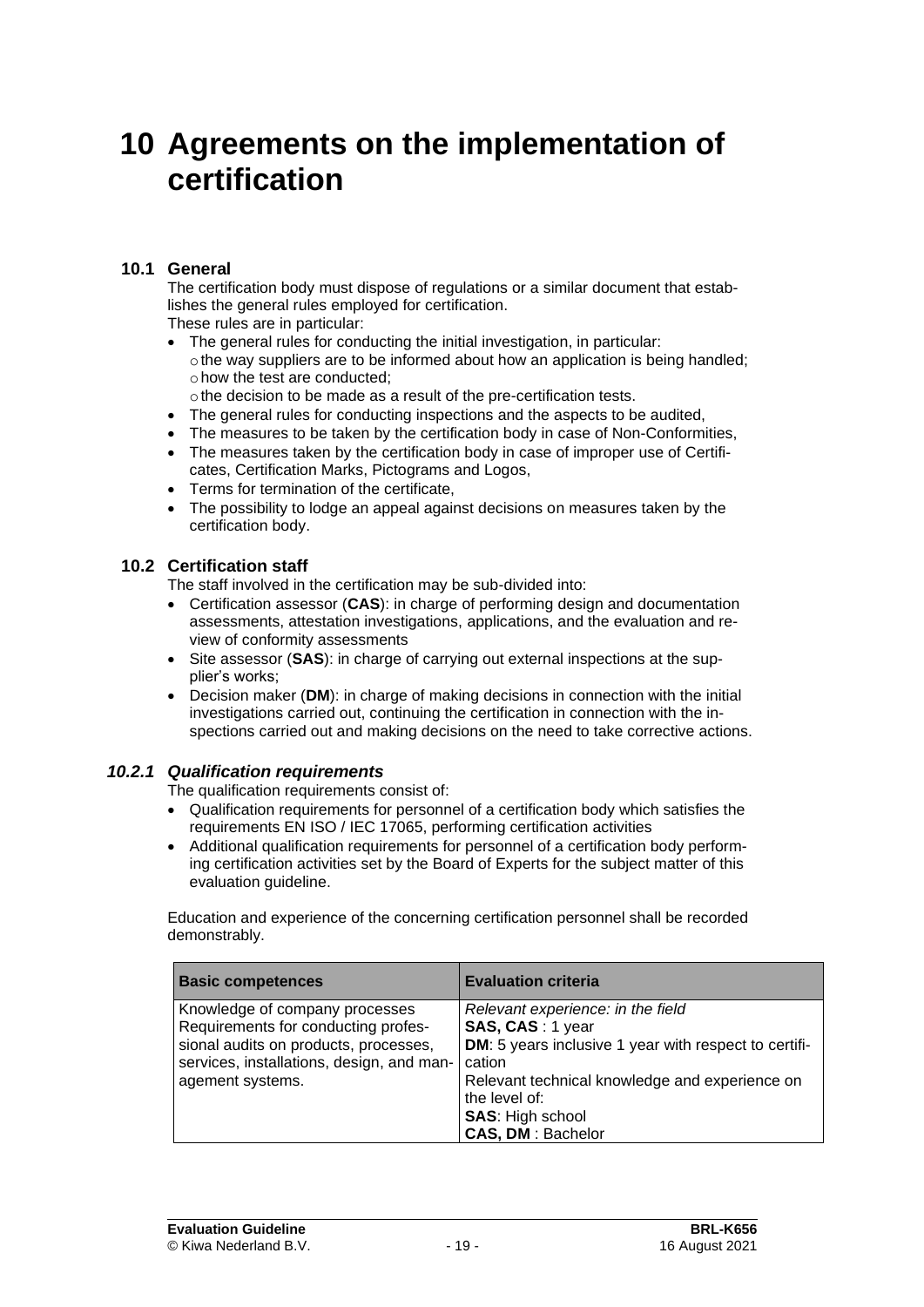# 10 Agreements on the implementation of certification

## 10.1 General

The certification body must dispose of regulations or a similar document that establishes the general rules employed for certification.
These rules are in particular:

- The general rules for conducting the initial investigation, in particular:
  - the way suppliers are to be informed about how an application is being handled;
  - how the test are conducted;
  - the decision to be made as a result of the pre-certification tests.
- The general rules for conducting inspections and the aspects to be audited,
- The measures to be taken by the certification body in case of Non-Conformities,
- The measures taken by the certification body in case of improper use of Certificates, Certification Marks, Pictograms and Logos,
- Terms for termination of the certificate,
- The possibility to lodge an appeal against decisions on measures taken by the certification body.

## 10.2 Certification staff

The staff involved in the certification may be sub-divided into:

- Certification assessor (**CAS**): in charge of performing design and documentation assessments, attestation investigations, applications, and the evaluation and review of conformity assessments
- Site assessor (**SAS**): in charge of carrying out external inspections at the supplier's works;
- Decision maker (**DM**): in charge of making decisions in connection with the initial investigations carried out, continuing the certification in connection with the inspections carried out and making decisions on the need to take corrective actions.

### *10.2.1 Qualification requirements*

The qualification requirements consist of:

- Qualification requirements for personnel of a certification body which satisfies the requirements EN ISO / IEC 17065, performing certification activities
- Additional qualification requirements for personnel of a certification body performing certification activities set by the Board of Experts for the subject matter of this evaluation guideline.

Education and experience of the concerning certification personnel shall be recorded demonstrably.

| **Basic competences** | **Evaluation criteria** |
|---|---|
| Knowledge of company processes Requirements for conducting professional audits on products, processes, services, installations, design, and management systems. | *Relevant experience: in the field*<br>**SAS, CAS** : 1 year<br>**DM**: 5 years inclusive 1 year with respect to certification<br>Relevant technical knowledge and experience on the level of:<br>**SAS**: High school<br>**CAS, DM** : Bachelor |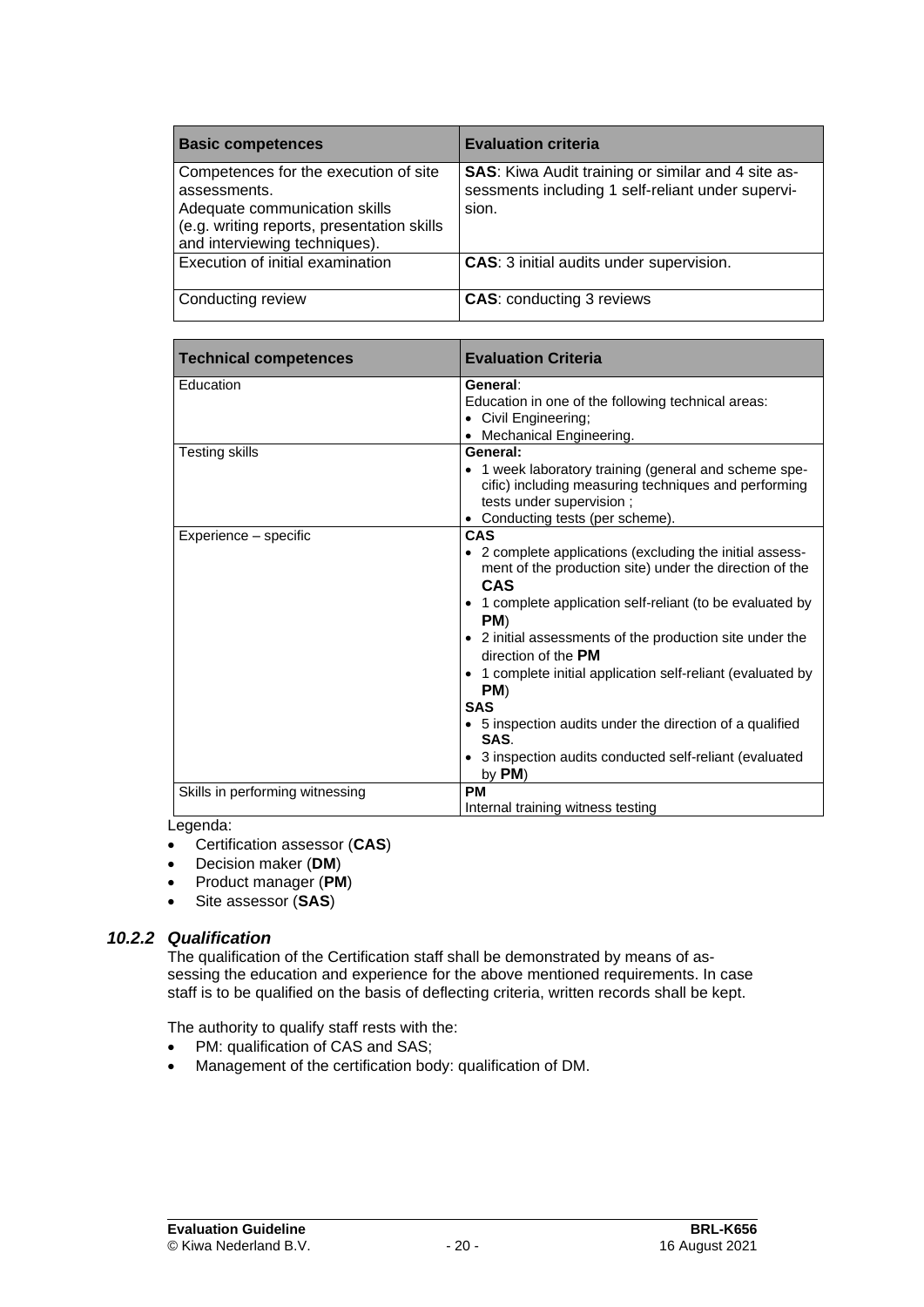| **Basic competences** | **Evaluation criteria** |
|---|---|
| Competences for the execution of site assessments.<br>Adequate communication skills (e.g. writing reports, presentation skills and interviewing techniques). | **SAS**: Kiwa Audit training or similar and 4 site assessments including 1 self-reliant under supervision. |
| Execution of initial examination | **CAS**: 3 initial audits under supervision. |
| Conducting review | **CAS**: conducting 3 reviews |

| **Technical competences** | **Evaluation Criteria** |
|---|---|
| Education | **General**:<br>Education in one of the following technical areas:<br>• Civil Engineering;<br>• Mechanical Engineering. |
| Testing skills | **General:**<br>• 1 week laboratory training (general and scheme specific) including measuring techniques and performing tests under supervision ;<br>• Conducting tests (per scheme). |
| Experience – specific | **CAS**<br>• 2 complete applications (excluding the initial assessment of the production site) under the direction of the **CAS**<br>• 1 complete application self-reliant (to be evaluated by **PM**)<br>• 2 initial assessments of the production site under the direction of the **PM**<br>• 1 complete initial application self-reliant (evaluated by **PM**)<br>**SAS**<br>• 5 inspection audits under the direction of a qualified **SAS**.<br>• 3 inspection audits conducted self-reliant (evaluated by **PM**) |
| Skills in performing witnessing | **PM**<br>Internal training witness testing |

Legenda:

- Certification assessor (**CAS**)
- Decision maker (**DM**)
- Product manager (**PM**)
- Site assessor (**SAS**)

### *10.2.2 Qualification*

The qualification of the Certification staff shall be demonstrated by means of assessing the education and experience for the above mentioned requirements. In case staff is to be qualified on the basis of deflecting criteria, written records shall be kept.

The authority to qualify staff rests with the:

- PM: qualification of CAS and SAS;
- Management of the certification body: qualification of DM.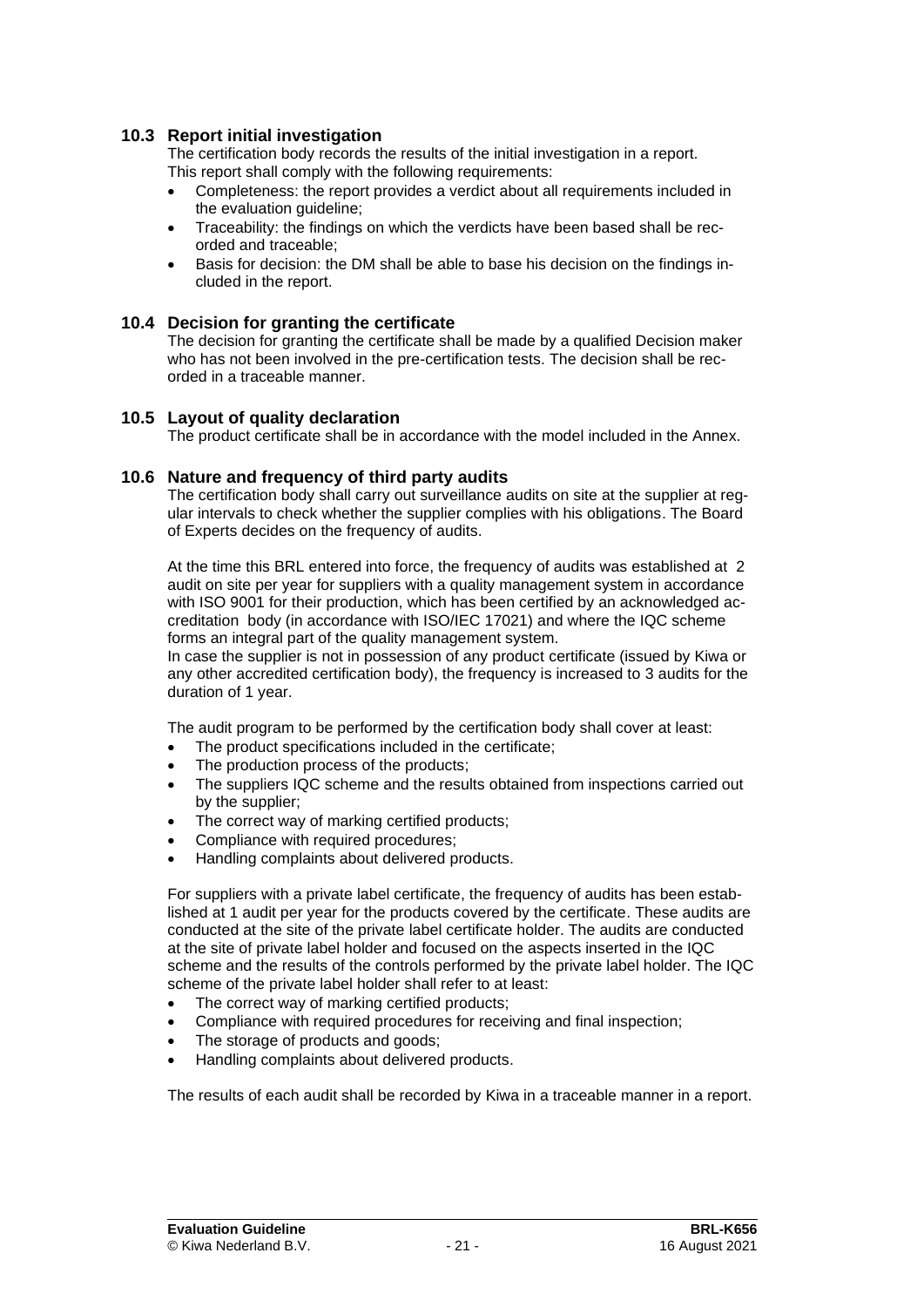### 10.3 Report initial investigation

The certification body records the results of the initial investigation in a report. This report shall comply with the following requirements:

- Completeness: the report provides a verdict about all requirements included in the evaluation guideline;
- Traceability: the findings on which the verdicts have been based shall be recorded and traceable;
- Basis for decision: the DM shall be able to base his decision on the findings included in the report.

### 10.4 Decision for granting the certificate

The decision for granting the certificate shall be made by a qualified Decision maker who has not been involved in the pre-certification tests. The decision shall be recorded in a traceable manner.

### 10.5 Layout of quality declaration

The product certificate shall be in accordance with the model included in the Annex.

### 10.6 Nature and frequency of third party audits

The certification body shall carry out surveillance audits on site at the supplier at regular intervals to check whether the supplier complies with his obligations. The Board of Experts decides on the frequency of audits.

At the time this BRL entered into force, the frequency of audits was established at 2 audit on site per year for suppliers with a quality management system in accordance with ISO 9001 for their production, which has been certified by an acknowledged accreditation body (in accordance with ISO/IEC 17021) and where the IQC scheme forms an integral part of the quality management system.
In case the supplier is not in possession of any product certificate (issued by Kiwa or any other accredited certification body), the frequency is increased to 3 audits for the duration of 1 year.

The audit program to be performed by the certification body shall cover at least:

- The product specifications included in the certificate;
- The production process of the products;
- The suppliers IQC scheme and the results obtained from inspections carried out by the supplier;
- The correct way of marking certified products;
- Compliance with required procedures;
- Handling complaints about delivered products.

For suppliers with a private label certificate, the frequency of audits has been established at 1 audit per year for the products covered by the certificate. These audits are conducted at the site of the private label certificate holder. The audits are conducted at the site of private label holder and focused on the aspects inserted in the IQC scheme and the results of the controls performed by the private label holder. The IQC scheme of the private label holder shall refer to at least:

- The correct way of marking certified products;
- Compliance with required procedures for receiving and final inspection;
- The storage of products and goods;
- Handling complaints about delivered products.

The results of each audit shall be recorded by Kiwa in a traceable manner in a report.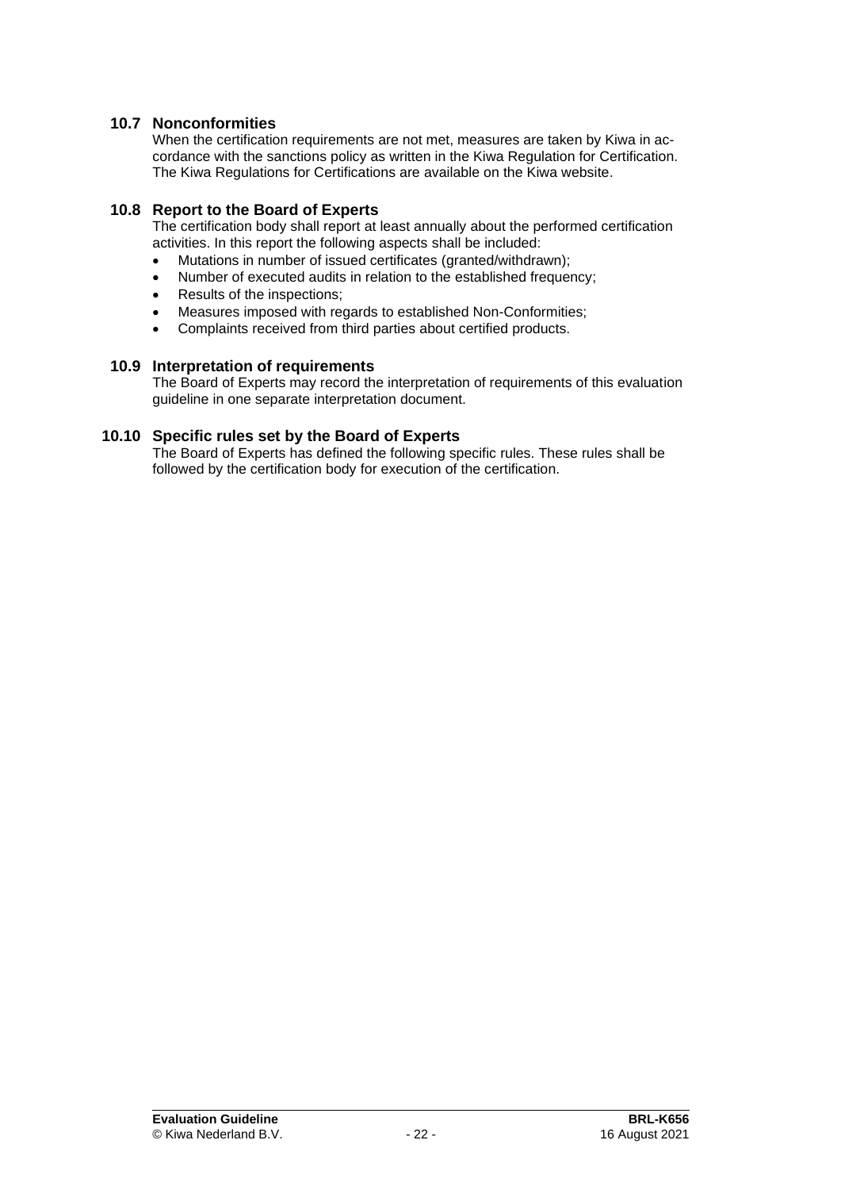## 10.7 Nonconformities

When the certification requirements are not met, measures are taken by Kiwa in accordance with the sanctions policy as written in the Kiwa Regulation for Certification. The Kiwa Regulations for Certifications are available on the Kiwa website.

## 10.8 Report to the Board of Experts

The certification body shall report at least annually about the performed certification activities. In this report the following aspects shall be included:

- Mutations in number of issued certificates (granted/withdrawn);
- Number of executed audits in relation to the established frequency;
- Results of the inspections;
- Measures imposed with regards to established Non-Conformities;
- Complaints received from third parties about certified products.

## 10.9 Interpretation of requirements

The Board of Experts may record the interpretation of requirements of this evaluation guideline in one separate interpretation document.

## 10.10 Specific rules set by the Board of Experts

The Board of Experts has defined the following specific rules. These rules shall be followed by the certification body for execution of the certification.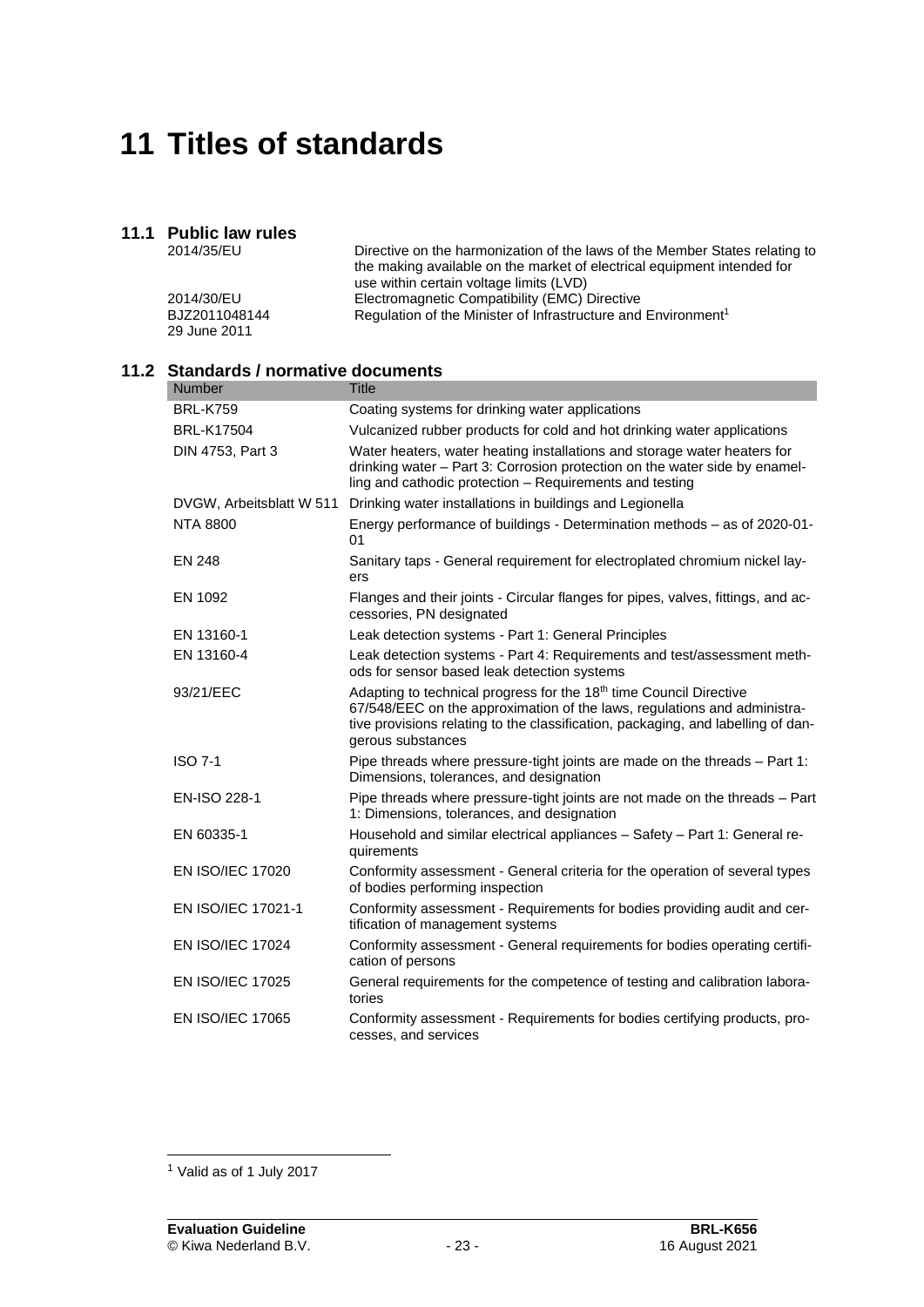# 11 Titles of standards

## 11.1 Public law rules

| | |
|---|---|
| 2014/35/EU | Directive on the harmonization of the laws of the Member States relating to the making available on the market of electrical equipment intended for use within certain voltage limits (LVD) |
| 2014/30/EU | Electromagnetic Compatibility (EMC) Directive |
| BJZ2011048144 29 June 2011 | Regulation of the Minister of Infrastructure and Environment[1] |

## 11.2 Standards / normative documents

| Number | Title |
|---|---|
| BRL-K759 | Coating systems for drinking water applications |
| BRL-K17504 | Vulcanized rubber products for cold and hot drinking water applications |
| DIN 4753, Part 3 | Water heaters, water heating installations and storage water heaters for drinking water – Part 3: Corrosion protection on the water side by enamelling and cathodic protection – Requirements and testing |
| DVGW, Arbeitsblatt W 511 | Drinking water installations in buildings and Legionella |
| NTA 8800 | Energy performance of buildings - Determination methods – as of 2020-01-01 |
| EN 248 | Sanitary taps - General requirement for electroplated chromium nickel layers |
| EN 1092 | Flanges and their joints - Circular flanges for pipes, valves, fittings, and accessories, PN designated |
| EN 13160-1 | Leak detection systems - Part 1: General Principles |
| EN 13160-4 | Leak detection systems - Part 4: Requirements and test/assessment methods for sensor based leak detection systems |
| 93/21/EEC | Adapting to technical progress for the 18th time Council Directive 67/548/EEC on the approximation of the laws, regulations and administrative provisions relating to the classification, packaging, and labelling of dangerous substances |
| ISO 7-1 | Pipe threads where pressure-tight joints are made on the threads – Part 1: Dimensions, tolerances, and designation |
| EN-ISO 228-1 | Pipe threads where pressure-tight joints are not made on the threads – Part 1: Dimensions, tolerances, and designation |
| EN 60335-1 | Household and similar electrical appliances – Safety – Part 1: General requirements |
| EN ISO/IEC 17020 | Conformity assessment - General criteria for the operation of several types of bodies performing inspection |
| EN ISO/IEC 17021-1 | Conformity assessment - Requirements for bodies providing audit and certification of management systems |
| EN ISO/IEC 17024 | Conformity assessment - General requirements for bodies operating certification of persons |
| EN ISO/IEC 17025 | General requirements for the competence of testing and calibration laboratories |
| EN ISO/IEC 17065 | Conformity assessment - Requirements for bodies certifying products, processes, and services |

[1] Valid as of 1 July 2017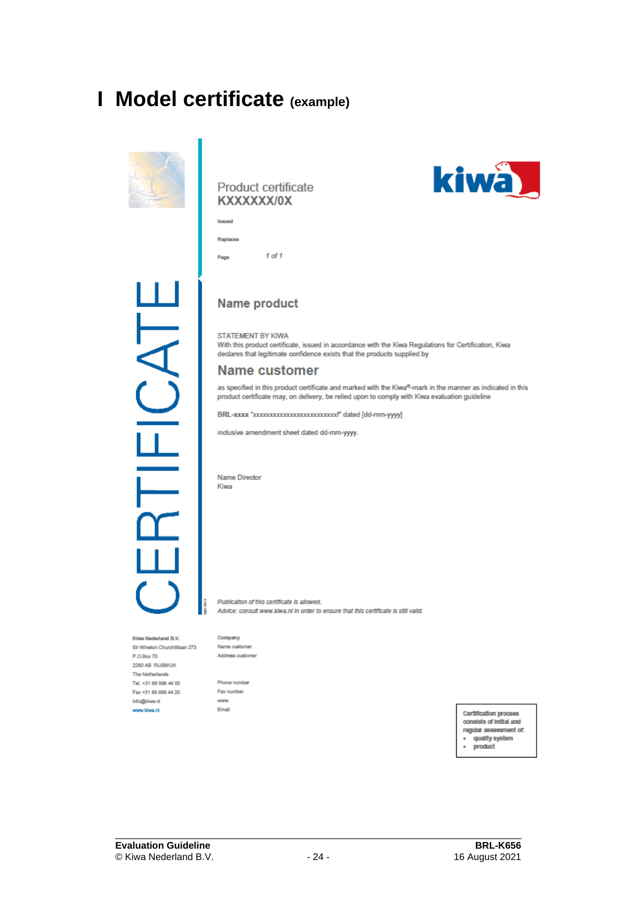# I Model certificate (example)

CERTIFICATE

Product certificate
**KXXXXXX/0X**

kiwa

**Issued**

**Replaces**

**Page** *1 of 1*

## Name product

STATEMENT BY KIWA
With this product certificate, issued in accordance with the Kiwa Regulations for Certification, Kiwa declares that legitimate confidence exists that the products supplied by

## Name customer

as specified in this product certificate and marked with the Kiwa®-mark in the manner as indicated in this product certificate may, on delivery, be relied upon to comply with Kiwa evaluation guideline

BRL-xxxx "xxxxxxxxxxxxxxxxxxxxxxxxxx" dated [dd-mm-yyyy]

inclusive amendment sheet dated dd-mm-yyyy.

Name Director
Kiwa

*Publication of this certificate is allowed.*
*Advice: consult www.kiwa.nl in order to ensure that this certificate is still valid.*

**Kiwa Nederland B.V.**
Sir Winston Churchilllaan 273
P.O.Box 70
2280 AB RIJSWIJK
The Netherlands
Tel. +31 88 998 44 00
Fax +31 88 998 44 20
info@kiwa.nl
www.kiwa.nl

**Company**
Name customer
Address customer

Phone number
Fax number
www.
Email

Certification process consists of initial and regular assessment of:
- quality system
- product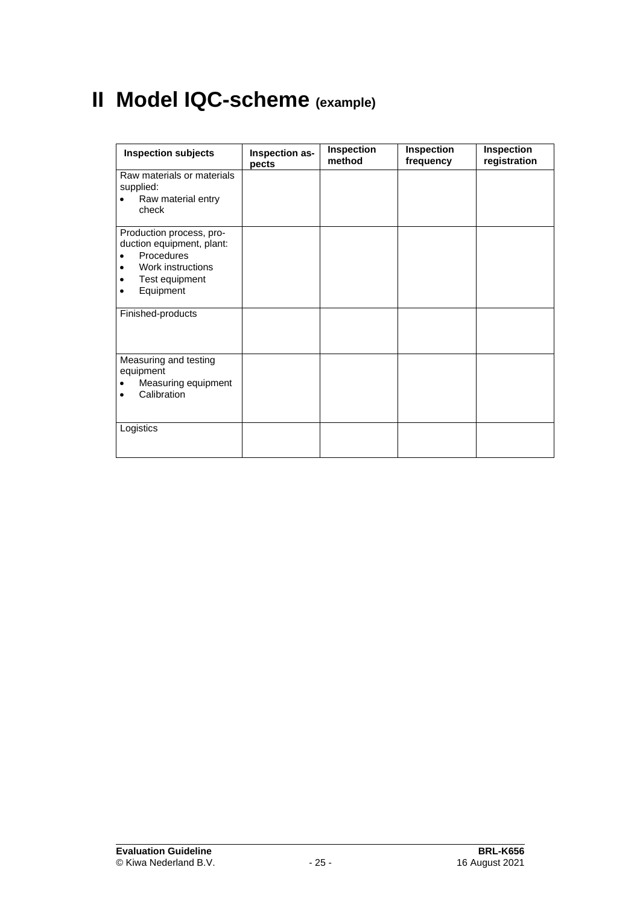# II Model IQC-scheme (example)

| Inspection subjects | Inspection aspects | Inspection method | Inspection frequency | Inspection registration |
|---|---|---|---|---|
| Raw materials or materials supplied:<br>• Raw material entry check | | | | |
| Production process, production equipment, plant:<br>• Procedures<br>• Work instructions<br>• Test equipment<br>• Equipment | | | | |
| Finished-products | | | | |
| Measuring and testing equipment<br>• Measuring equipment<br>• Calibration | | | | |
| Logistics | | | | |